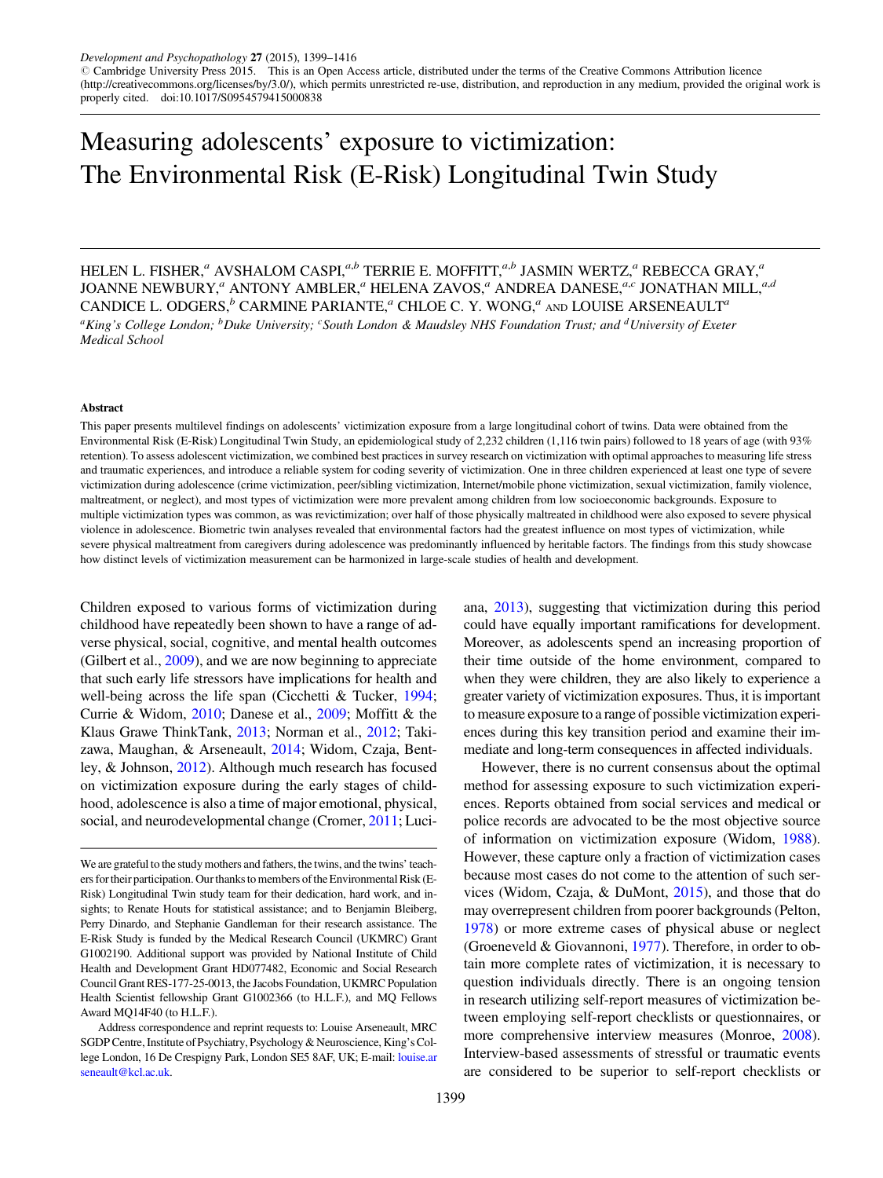Development and Psychopathology **27** (2015), 1399–1416
© Cambridge University Press 2015. This is an Open Access article, distributed under the terms of the Creative Commons Attribution licence (http://creativecommons.org/licenses/by/3.0/), which permits unrestricted re-use, distribution, and reproduction in any medium, provided the original work is properly cited. doi:10.1017/S0954579415000838

# Measuring adolescents' exposure to victimization: The Environmental Risk (E-Risk) Longitudinal Twin Study

HELEN L. FISHER,[a] AVSHALOM CASPI,[a,b] TERRIE E. MOFFITT,[a,b] JASMIN WERTZ,[a] REBECCA GRAY,[a] JOANNE NEWBURY,[a] ANTONY AMBLER,[a] HELENA ZAVOS,[a] ANDREA DANESE,[a,c] JONATHAN MILL,[a,d] CANDICE L. ODGERS,[b] CARMINE PARIANTE,[a] CHLOE C. Y. WONG,[a] AND LOUISE ARSENEAULT[a]

[a]*King's College London;* [b]*Duke University;* [c]*South London & Maudsley NHS Foundation Trust; and* [d]*University of Exeter Medical School*

#### Abstract

This paper presents multilevel findings on adolescents' victimization exposure from a large longitudinal cohort of twins. Data were obtained from the Environmental Risk (E-Risk) Longitudinal Twin Study, an epidemiological study of 2,232 children (1,116 twin pairs) followed to 18 years of age (with 93% retention). To assess adolescent victimization, we combined best practices in survey research on victimization with optimal approaches to measuring life stress and traumatic experiences, and introduce a reliable system for coding severity of victimization. One in three children experienced at least one type of severe victimization during adolescence (crime victimization, peer/sibling victimization, Internet/mobile phone victimization, sexual victimization, family violence, maltreatment, or neglect), and most types of victimization were more prevalent among children from low socioeconomic backgrounds. Exposure to multiple victimization types was common, as was revictimization; over half of those physically maltreated in childhood were also exposed to severe physical violence in adolescence. Biometric twin analyses revealed that environmental factors had the greatest influence on most types of victimization, while severe physical maltreatment from caregivers during adolescence was predominantly influenced by heritable factors. The findings from this study showcase how distinct levels of victimization measurement can be harmonized in large-scale studies of health and development.

Children exposed to various forms of victimization during childhood have repeatedly been shown to have a range of adverse physical, social, cognitive, and mental health outcomes (Gilbert et al., 2009), and we are now beginning to appreciate that such early life stressors have implications for health and well-being across the life span (Cicchetti & Tucker, 1994; Currie & Widom, 2010; Danese et al., 2009; Moffitt & the Klaus Grawe ThinkTank, 2013; Norman et al., 2012; Takizawa, Maughan, & Arseneault, 2014; Widom, Czaja, Bentley, & Johnson, 2012). Although much research has focused on victimization exposure during the early stages of childhood, adolescence is also a time of major emotional, physical, social, and neurodevelopmental change (Cromer, 2011; Luciana, 2013), suggesting that victimization during this period could have equally important ramifications for development. Moreover, as adolescents spend an increasing proportion of their time outside of the home environment, compared to when they were children, they are also likely to experience a greater variety of victimization exposures. Thus, it is important to measure exposure to a range of possible victimization experiences during this key transition period and examine their immediate and long-term consequences in affected individuals.

However, there is no current consensus about the optimal method for assessing exposure to such victimization experiences. Reports obtained from social services and medical or police records are advocated to be the most objective source of information on victimization exposure (Widom, 1988). However, these capture only a fraction of victimization cases because most cases do not come to the attention of such services (Widom, Czaja, & DuMont, 2015), and those that do may overrepresent children from poorer backgrounds (Pelton, 1978) or more extreme cases of physical abuse or neglect (Groeneveld & Giovannoni, 1977). Therefore, in order to obtain more complete rates of victimization, it is necessary to question individuals directly. There is an ongoing tension in research utilizing self-report measures of victimization between employing self-report checklists or questionnaires, or more comprehensive interview measures (Monroe, 2008). Interview-based assessments of stressful or traumatic events are considered to be superior to self-report checklists or

---

We are grateful to the study mothers and fathers, the twins, and the twins' teachers for their participation. Our thanks to members of the Environmental Risk (E-Risk) Longitudinal Twin study team for their dedication, hard work, and insights; to Renate Houts for statistical assistance; and to Benjamin Bleiberg, Perry Dinardo, and Stephanie Gandleman for their research assistance. The E-Risk Study is funded by the Medical Research Council (UKMRC) Grant G1002190. Additional support was provided by National Institute of Child Health and Development Grant HD077482, Economic and Social Research Council Grant RES-177-25-0013, the Jacobs Foundation, UKMRC Population Health Scientist fellowship Grant G1002366 (to H.L.F.), and MQ Fellows Award MQ14F40 (to H.L.F.).

Address correspondence and reprint requests to: Louise Arseneault, MRC SGDP Centre, Institute of Psychiatry, Psychology & Neuroscience, King's College London, 16 De Crespigny Park, London SE5 8AF, UK; E-mail: louise.arseneault@kcl.ac.uk.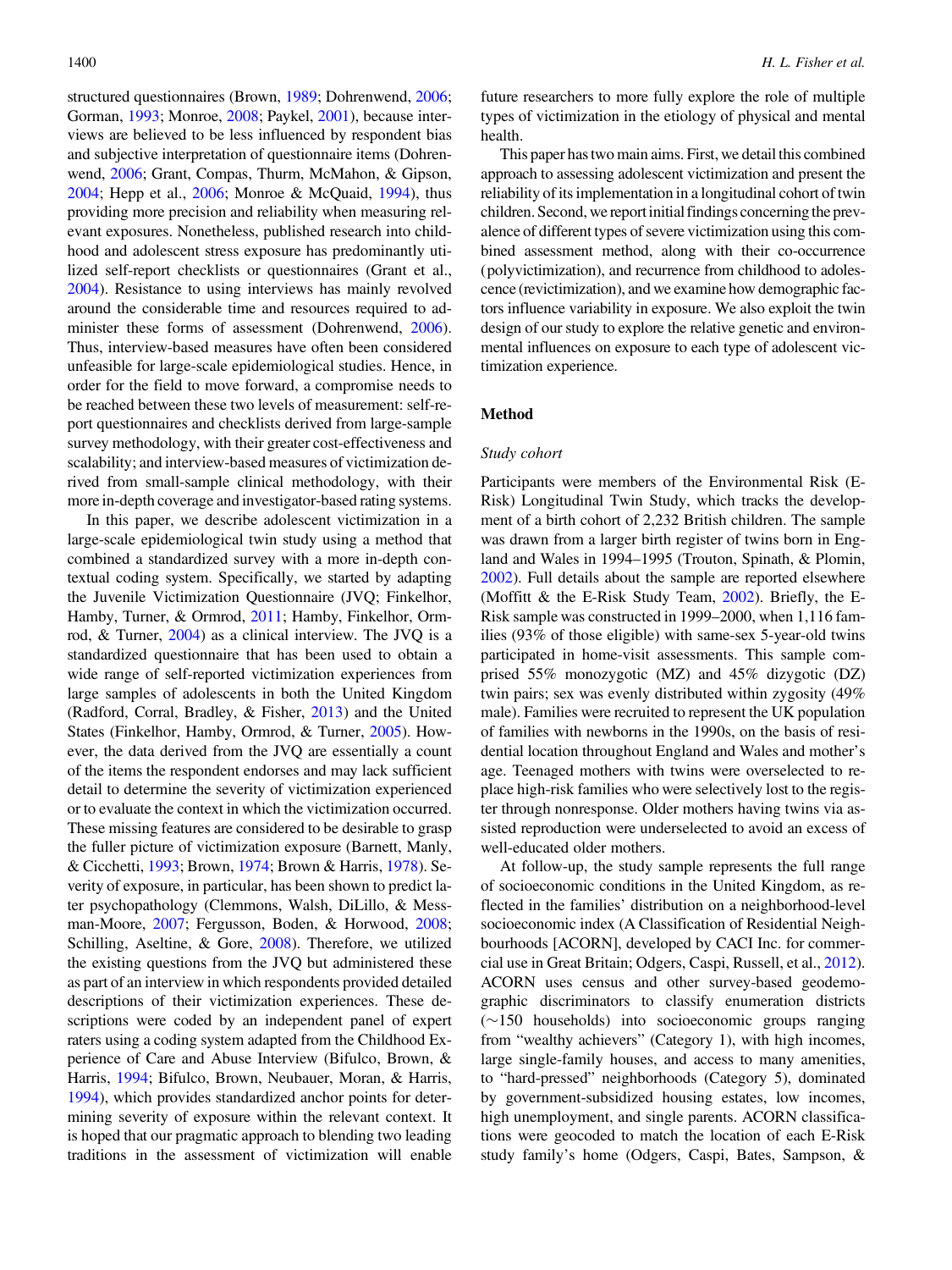structured questionnaires (Brown, 1989; Dohrenwend, 2006; Gorman, 1993; Monroe, 2008; Paykel, 2001), because interviews are believed to be less influenced by respondent bias and subjective interpretation of questionnaire items (Dohrenwend, 2006; Grant, Compas, Thurm, McMahon, & Gipson, 2004; Hepp et al., 2006; Monroe & McQuaid, 1994), thus providing more precision and reliability when measuring relevant exposures. Nonetheless, published research into childhood and adolescent stress exposure has predominantly utilized self-report checklists or questionnaires (Grant et al., 2004). Resistance to using interviews has mainly revolved around the considerable time and resources required to administer these forms of assessment (Dohrenwend, 2006). Thus, interview-based measures have often been considered unfeasible for large-scale epidemiological studies. Hence, in order for the field to move forward, a compromise needs to be reached between these two levels of measurement: self-report questionnaires and checklists derived from large-sample survey methodology, with their greater cost-effectiveness and scalability; and interview-based measures of victimization derived from small-sample clinical methodology, with their more in-depth coverage and investigator-based rating systems.

In this paper, we describe adolescent victimization in a large-scale epidemiological twin study using a method that combined a standardized survey with a more in-depth contextual coding system. Specifically, we started by adapting the Juvenile Victimization Questionnaire (JVQ; Finkelhor, Hamby, Turner, & Ormrod, 2011; Hamby, Finkelhor, Ormrod, & Turner, 2004) as a clinical interview. The JVQ is a standardized questionnaire that has been used to obtain a wide range of self-reported victimization experiences from large samples of adolescents in both the United Kingdom (Radford, Corral, Bradley, & Fisher, 2013) and the United States (Finkelhor, Hamby, Ormrod, & Turner, 2005). However, the data derived from the JVQ are essentially a count of the items the respondent endorses and may lack sufficient detail to determine the severity of victimization experienced or to evaluate the context in which the victimization occurred. These missing features are considered to be desirable to grasp the fuller picture of victimization exposure (Barnett, Manly, & Cicchetti, 1993; Brown, 1974; Brown & Harris, 1978). Severity of exposure, in particular, has been shown to predict later psychopathology (Clemmons, Walsh, DiLillo, & Messman-Moore, 2007; Fergusson, Boden, & Horwood, 2008; Schilling, Aseltine, & Gore, 2008). Therefore, we utilized the existing questions from the JVQ but administered these as part of an interview in which respondents provided detailed descriptions of their victimization experiences. These descriptions were coded by an independent panel of expert raters using a coding system adapted from the Childhood Experience of Care and Abuse Interview (Bifulco, Brown, & Harris, 1994; Bifulco, Brown, Neubauer, Moran, & Harris, 1994), which provides standardized anchor points for determining severity of exposure within the relevant context. It is hoped that our pragmatic approach to blending two leading traditions in the assessment of victimization will enable future researchers to more fully explore the role of multiple types of victimization in the etiology of physical and mental health.

This paper has two main aims. First, we detail this combined approach to assessing adolescent victimization and present the reliability of its implementation in a longitudinal cohort of twin children. Second, we report initial findings concerning the prevalence of different types of severe victimization using this combined assessment method, along with their co-occurrence (polyvictimization), and recurrence from childhood to adolescence (revictimization), and we examine how demographic factors influence variability in exposure. We also exploit the twin design of our study to explore the relative genetic and environmental influences on exposure to each type of adolescent victimization experience.

## Method

### *Study cohort*

Participants were members of the Environmental Risk (E-Risk) Longitudinal Twin Study, which tracks the development of a birth cohort of 2,232 British children. The sample was drawn from a larger birth register of twins born in England and Wales in 1994–1995 (Trouton, Spinath, & Plomin, 2002). Full details about the sample are reported elsewhere (Moffitt & the E-Risk Study Team, 2002). Briefly, the E-Risk sample was constructed in 1999–2000, when 1,116 families (93% of those eligible) with same-sex 5-year-old twins participated in home-visit assessments. This sample comprised 55% monozygotic (MZ) and 45% dizygotic (DZ) twin pairs; sex was evenly distributed within zygosity (49% male). Families were recruited to represent the UK population of families with newborns in the 1990s, on the basis of residential location throughout England and Wales and mother's age. Teenaged mothers with twins were overselected to replace high-risk families who were selectively lost to the register through nonresponse. Older mothers having twins via assisted reproduction were underselected to avoid an excess of well-educated older mothers.

At follow-up, the study sample represents the full range of socioeconomic conditions in the United Kingdom, as reflected in the families' distribution on a neighborhood-level socioeconomic index (A Classification of Residential Neighbourhoods [ACORN], developed by CACI Inc. for commercial use in Great Britain; Odgers, Caspi, Russell, et al., 2012). ACORN uses census and other survey-based geodemographic discriminators to classify enumeration districts (∼150 households) into socioeconomic groups ranging from "wealthy achievers" (Category 1), with high incomes, large single-family houses, and access to many amenities, to "hard-pressed" neighborhoods (Category 5), dominated by government-subsidized housing estates, low incomes, high unemployment, and single parents. ACORN classifications were geocoded to match the location of each E-Risk study family's home (Odgers, Caspi, Bates, Sampson, &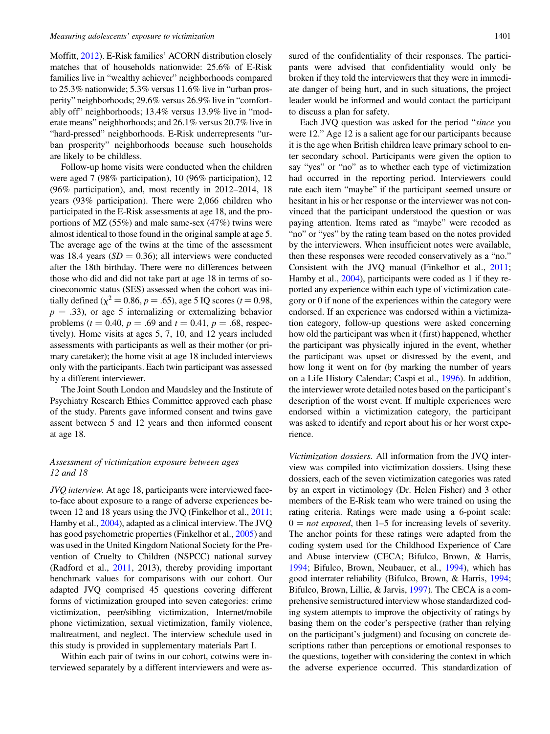Moffitt, 2012). E-Risk families' ACORN distribution closely matches that of households nationwide: 25.6% of E-Risk families live in "wealthy achiever" neighborhoods compared to 25.3% nationwide; 5.3% versus 11.6% live in "urban prosperity" neighborhoods; 29.6% versus 26.9% live in "comfortably off" neighborhoods; 13.4% versus 13.9% live in "moderate means" neighborhoods; and 26.1% versus 20.7% live in "hard-pressed" neighborhoods. E-Risk underrepresents "urban prosperity" neighborhoods because such households are likely to be childless.

Follow-up home visits were conducted when the children were aged 7 (98% participation), 10 (96% participation), 12 (96% participation), and, most recently in 2012–2014, 18 years (93% participation). There were 2,066 children who participated in the E-Risk assessments at age 18, and the proportions of MZ (55%) and male same-sex (47%) twins were almost identical to those found in the original sample at age 5. The average age of the twins at the time of the assessment was 18.4 years ($SD = 0.36$); all interviews were conducted after the 18th birthday. There were no differences between those who did and did not take part at age 18 in terms of socioeconomic status (SES) assessed when the cohort was initially defined ($\chi^2 = 0.86$, $p = .65$), age 5 IQ scores ($t = 0.98$, $p = .33$), or age 5 internalizing or externalizing behavior problems ($t = 0.40$, $p = .69$ and $t = 0.41$, $p = .68$, respectively). Home visits at ages 5, 7, 10, and 12 years included assessments with participants as well as their mother (or primary caretaker); the home visit at age 18 included interviews only with the participants. Each twin participant was assessed by a different interviewer.

The Joint South London and Maudsley and the Institute of Psychiatry Research Ethics Committee approved each phase of the study. Parents gave informed consent and twins gave assent between 5 and 12 years and then informed consent at age 18.

### *Assessment of victimization exposure between ages 12 and 18*

*JVQ interview.* At age 18, participants were interviewed face-to-face about exposure to a range of adverse experiences between 12 and 18 years using the JVQ (Finkelhor et al., 2011; Hamby et al., 2004), adapted as a clinical interview. The JVQ has good psychometric properties (Finkelhor et al., 2005) and was used in the United Kingdom National Society for the Prevention of Cruelty to Children (NSPCC) national survey (Radford et al., 2011, 2013), thereby providing important benchmark values for comparisons with our cohort. Our adapted JVQ comprised 45 questions covering different forms of victimization grouped into seven categories: crime victimization, peer/sibling victimization, Internet/mobile phone victimization, sexual victimization, family violence, maltreatment, and neglect. The interview schedule used in this study is provided in supplementary materials Part I.

Within each pair of twins in our cohort, cotwins were interviewed separately by a different interviewers and were assured of the confidentiality of their responses. The participants were advised that confidentiality would only be broken if they told the interviewers that they were in immediate danger of being hurt, and in such situations, the project leader would be informed and would contact the participant to discuss a plan for safety.

Each JVQ question was asked for the period "*since* you were 12." Age 12 is a salient age for our participants because it is the age when British children leave primary school to enter secondary school. Participants were given the option to say "yes" or "no" as to whether each type of victimization had occurred in the reporting period. Interviewers could rate each item "maybe" if the participant seemed unsure or hesitant in his or her response or the interviewer was not convinced that the participant understood the question or was paying attention. Items rated as "maybe" were recoded as "no" or "yes" by the rating team based on the notes provided by the interviewers. When insufficient notes were available, then these responses were recoded conservatively as a "no." Consistent with the JVQ manual (Finkelhor et al., 2011; Hamby et al., 2004), participants were coded as 1 if they reported any experience within each type of victimization category or 0 if none of the experiences within the category were endorsed. If an experience was endorsed within a victimization category, follow-up questions were asked concerning how old the participant was when it (first) happened, whether the participant was physically injured in the event, whether the participant was upset or distressed by the event, and how long it went on for (by marking the number of years on a Life History Calendar; Caspi et al., 1996). In addition, the interviewer wrote detailed notes based on the participant's description of the worst event. If multiple experiences were endorsed within a victimization category, the participant was asked to identify and report about his or her worst experience.

*Victimization dossiers.* All information from the JVQ interview was compiled into victimization dossiers. Using these dossiers, each of the seven victimization categories was rated by an expert in victimology (Dr. Helen Fisher) and 3 other members of the E-Risk team who were trained on using the rating criteria. Ratings were made using a 6-point scale: 0 = *not exposed*, then 1–5 for increasing levels of severity. The anchor points for these ratings were adapted from the coding system used for the Childhood Experience of Care and Abuse interview (CECA; Bifulco, Brown, & Harris, 1994; Bifulco, Brown, Neubauer, et al., 1994), which has good interrater reliability (Bifulco, Brown, & Harris, 1994; Bifulco, Brown, Lillie, & Jarvis, 1997). The CECA is a comprehensive semistructured interview whose standardized coding system attempts to improve the objectivity of ratings by basing them on the coder's perspective (rather than relying on the participant's judgment) and focusing on concrete descriptions rather than perceptions or emotional responses to the questions, together with considering the context in which the adverse experience occurred. This standardization of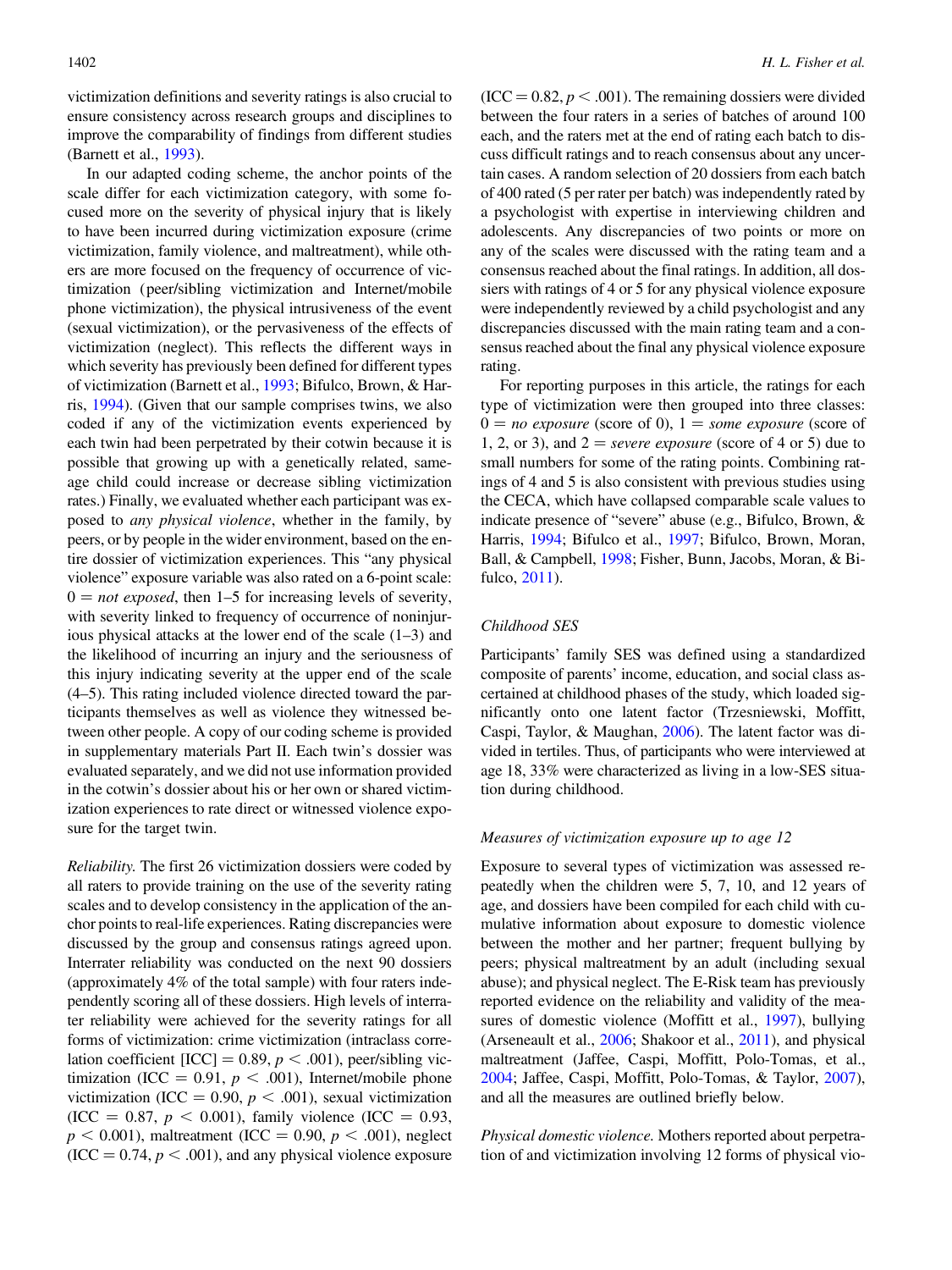victimization definitions and severity ratings is also crucial to ensure consistency across research groups and disciplines to improve the comparability of findings from different studies (Barnett et al., 1993).

In our adapted coding scheme, the anchor points of the scale differ for each victimization category, with some focused more on the severity of physical injury that is likely to have been incurred during victimization exposure (crime victimization, family violence, and maltreatment), while others are more focused on the frequency of occurrence of victimization (peer/sibling victimization and Internet/mobile phone victimization), the physical intrusiveness of the event (sexual victimization), or the pervasiveness of the effects of victimization (neglect). This reflects the different ways in which severity has previously been defined for different types of victimization (Barnett et al., 1993; Bifulco, Brown, & Harris, 1994). (Given that our sample comprises twins, we also coded if any of the victimization events experienced by each twin had been perpetrated by their cotwin because it is possible that growing up with a genetically related, same-age child could increase or decrease sibling victimization rates.) Finally, we evaluated whether each participant was exposed to *any physical violence*, whether in the family, by peers, or by people in the wider environment, based on the entire dossier of victimization experiences. This "any physical violence" exposure variable was also rated on a 6-point scale: 0 = *not exposed*, then 1–5 for increasing levels of severity, with severity linked to frequency of occurrence of noninjurious physical attacks at the lower end of the scale (1–3) and the likelihood of incurring an injury and the seriousness of this injury indicating severity at the upper end of the scale (4–5). This rating included violence directed toward the participants themselves as well as violence they witnessed between other people. A copy of our coding scheme is provided in supplementary materials Part II. Each twin's dossier was evaluated separately, and we did not use information provided in the cotwin's dossier about his or her own or shared victimization experiences to rate direct or witnessed violence exposure for the target twin.

*Reliability.* The first 26 victimization dossiers were coded by all raters to provide training on the use of the severity rating scales and to develop consistency in the application of the anchor points to real-life experiences. Rating discrepancies were discussed by the group and consensus ratings agreed upon. Interrater reliability was conducted on the next 90 dossiers (approximately 4% of the total sample) with four raters independently scoring all of these dossiers. High levels of interrater reliability were achieved for the severity ratings for all forms of victimization: crime victimization (intraclass correlation coefficient [ICC] = 0.89, $p < .001$), peer/sibling victimization (ICC = 0.91, $p < .001$), Internet/mobile phone victimization (ICC = 0.90, $p < .001$), sexual victimization (ICC = 0.87, $p < 0.001$), family violence (ICC = 0.93, $p < 0.001$), maltreatment (ICC = 0.90, $p < .001$), neglect (ICC = 0.74, $p < .001$), and any physical violence exposure (ICC = 0.82, $p < .001$). The remaining dossiers were divided between the four raters in a series of batches of around 100 each, and the raters met at the end of rating each batch to discuss difficult ratings and to reach consensus about any uncertain cases. A random selection of 20 dossiers from each batch of 400 rated (5 per rater per batch) was independently rated by a psychologist with expertise in interviewing children and adolescents. Any discrepancies of two points or more on any of the scales were discussed with the rating team and a consensus reached about the final ratings. In addition, all dossiers with ratings of 4 or 5 for any physical violence exposure were independently reviewed by a child psychologist and any discrepancies discussed with the main rating team and a consensus reached about the final any physical violence exposure rating.

For reporting purposes in this article, the ratings for each type of victimization were then grouped into three classes: 0 = *no exposure* (score of 0), 1 = *some exposure* (score of 1, 2, or 3), and 2 = *severe exposure* (score of 4 or 5) due to small numbers for some of the rating points. Combining ratings of 4 and 5 is also consistent with previous studies using the CECA, which have collapsed comparable scale values to indicate presence of "severe" abuse (e.g., Bifulco, Brown, & Harris, 1994; Bifulco et al., 1997; Bifulco, Brown, Moran, Ball, & Campbell, 1998; Fisher, Bunn, Jacobs, Moran, & Bifulco, 2011).

### Childhood SES

Participants' family SES was defined using a standardized composite of parents' income, education, and social class ascertained at childhood phases of the study, which loaded significantly onto one latent factor (Trzesniewski, Moffitt, Caspi, Taylor, & Maughan, 2006). The latent factor was divided in tertiles. Thus, of participants who were interviewed at age 18, 33% were characterized as living in a low-SES situation during childhood.

### Measures of victimization exposure up to age 12

Exposure to several types of victimization was assessed repeatedly when the children were 5, 7, 10, and 12 years of age, and dossiers have been compiled for each child with cumulative information about exposure to domestic violence between the mother and her partner; frequent bullying by peers; physical maltreatment by an adult (including sexual abuse); and physical neglect. The E-Risk team has previously reported evidence on the reliability and validity of the measures of domestic violence (Moffitt et al., 1997), bullying (Arseneault et al., 2006; Shakoor et al., 2011), and physical maltreatment (Jaffee, Caspi, Moffitt, Polo-Tomas, et al., 2004; Jaffee, Caspi, Moffitt, Polo-Tomas, & Taylor, 2007), and all the measures are outlined briefly below.

*Physical domestic violence.* Mothers reported about perpetration of and victimization involving 12 forms of physical vio-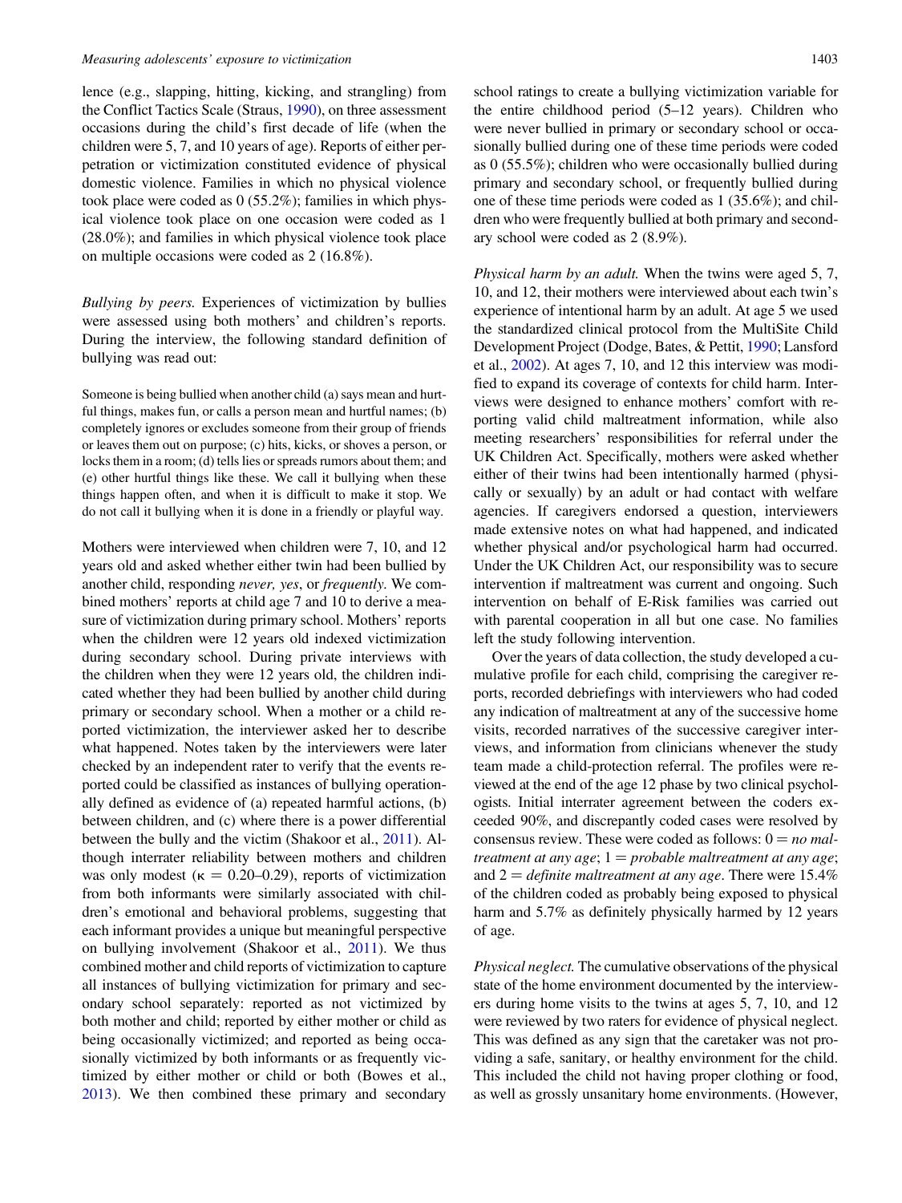lence (e.g., slapping, hitting, kicking, and strangling) from the Conflict Tactics Scale (Straus, 1990), on three assessment occasions during the child's first decade of life (when the children were 5, 7, and 10 years of age). Reports of either perpetration or victimization constituted evidence of physical domestic violence. Families in which no physical violence took place were coded as 0 (55.2%); families in which physical violence took place on one occasion were coded as 1 (28.0%); and families in which physical violence took place on multiple occasions were coded as 2 (16.8%).

*Bullying by peers.* Experiences of victimization by bullies were assessed using both mothers' and children's reports. During the interview, the following standard definition of bullying was read out:

> Someone is being bullied when another child (a) says mean and hurtful things, makes fun, or calls a person mean and hurtful names; (b) completely ignores or excludes someone from their group of friends or leaves them out on purpose; (c) hits, kicks, or shoves a person, or locks them in a room; (d) tells lies or spreads rumors about them; and (e) other hurtful things like these. We call it bullying when these things happen often, and when it is difficult to make it stop. We do not call it bullying when it is done in a friendly or playful way.

Mothers were interviewed when children were 7, 10, and 12 years old and asked whether either twin had been bullied by another child, responding *never, yes*, or *frequently*. We combined mothers' reports at child age 7 and 10 to derive a measure of victimization during primary school. Mothers' reports when the children were 12 years old indexed victimization during secondary school. During private interviews with the children when they were 12 years old, the children indicated whether they had been bullied by another child during primary or secondary school. When a mother or a child reported victimization, the interviewer asked her to describe what happened. Notes taken by the interviewers were later checked by an independent rater to verify that the events reported could be classified as instances of bullying operationally defined as evidence of (a) repeated harmful actions, (b) between children, and (c) where there is a power differential between the bully and the victim (Shakoor et al., 2011). Although interrater reliability between mothers and children was only modest ($\kappa = 0.20$–$0.29$), reports of victimization from both informants were similarly associated with children's emotional and behavioral problems, suggesting that each informant provides a unique but meaningful perspective on bullying involvement (Shakoor et al., 2011). We thus combined mother and child reports of victimization to capture all instances of bullying victimization for primary and secondary school separately: reported as not victimized by both mother and child; reported by either mother or child as being occasionally victimized; and reported as being occasionally victimized by both informants or as frequently victimized by either mother or child or both (Bowes et al., 2013). We then combined these primary and secondary school ratings to create a bullying victimization variable for the entire childhood period (5–12 years). Children who were never bullied in primary or secondary school or occasionally bullied during one of these time periods were coded as 0 (55.5%); children who were occasionally bullied during primary and secondary school, or frequently bullied during one of these time periods were coded as 1 (35.6%); and children who were frequently bullied at both primary and secondary school were coded as 2 (8.9%).

*Physical harm by an adult.* When the twins were aged 5, 7, 10, and 12, their mothers were interviewed about each twin's experience of intentional harm by an adult. At age 5 we used the standardized clinical protocol from the MultiSite Child Development Project (Dodge, Bates, & Pettit, 1990; Lansford et al., 2002). At ages 7, 10, and 12 this interview was modified to expand its coverage of contexts for child harm. Interviews were designed to enhance mothers' comfort with reporting valid child maltreatment information, while also meeting researchers' responsibilities for referral under the UK Children Act. Specifically, mothers were asked whether either of their twins had been intentionally harmed (physically or sexually) by an adult or had contact with welfare agencies. If caregivers endorsed a question, interviewers made extensive notes on what had happened, and indicated whether physical and/or psychological harm had occurred. Under the UK Children Act, our responsibility was to secure intervention if maltreatment was current and ongoing. Such intervention on behalf of E-Risk families was carried out with parental cooperation in all but one case. No families left the study following intervention.

Over the years of data collection, the study developed a cumulative profile for each child, comprising the caregiver reports, recorded debriefings with interviewers who had coded any indication of maltreatment at any of the successive home visits, recorded narratives of the successive caregiver interviews, and information from clinicians whenever the study team made a child-protection referral. The profiles were reviewed at the end of the age 12 phase by two clinical psychologists. Initial interrater agreement between the coders exceeded 90%, and discrepantly coded cases were resolved by consensus review. These were coded as follows: 0 = *no maltreatment at any age*; 1 = *probable maltreatment at any age*; and 2 = *definite maltreatment at any age*. There were 15.4% of the children coded as probably being exposed to physical harm and 5.7% as definitely physically harmed by 12 years of age.

*Physical neglect.* The cumulative observations of the physical state of the home environment documented by the interviewers during home visits to the twins at ages 5, 7, 10, and 12 were reviewed by two raters for evidence of physical neglect. This was defined as any sign that the caretaker was not providing a safe, sanitary, or healthy environment for the child. This included the child not having proper clothing or food, as well as grossly unsanitary home environments. (However,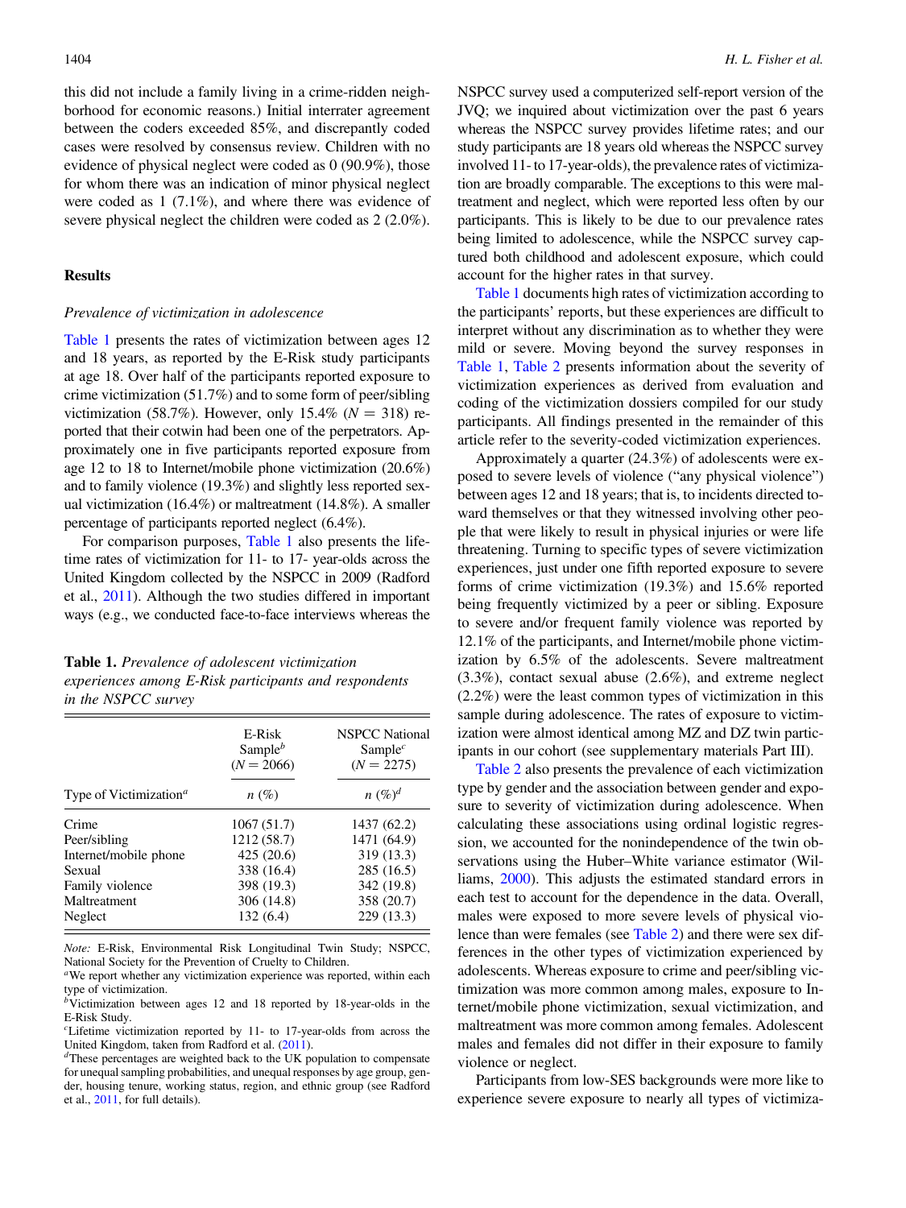this did not include a family living in a crime-ridden neighborhood for economic reasons.) Initial interrater agreement between the coders exceeded 85%, and discrepantly coded cases were resolved by consensus review. Children with no evidence of physical neglect were coded as 0 (90.9%), those for whom there was an indication of minor physical neglect were coded as 1 (7.1%), and where there was evidence of severe physical neglect the children were coded as 2 (2.0%).

## Results

### *Prevalence of victimization in adolescence*

Table 1 presents the rates of victimization between ages 12 and 18 years, as reported by the E-Risk study participants at age 18. Over half of the participants reported exposure to crime victimization (51.7%) and to some form of peer/sibling victimization (58.7%). However, only 15.4% ($N = 318$) reported that their cotwin had been one of the perpetrators. Approximately one in five participants reported exposure from age 12 to 18 to Internet/mobile phone victimization (20.6%) and to family violence (19.3%) and slightly less reported sexual victimization (16.4%) or maltreatment (14.8%). A smaller percentage of participants reported neglect (6.4%).

For comparison purposes, Table 1 also presents the lifetime rates of victimization for 11- to 17- year-olds across the United Kingdom collected by the NSPCC in 2009 (Radford et al., 2011). Although the two studies differed in important ways (e.g., we conducted face-to-face interviews whereas the NSPCC survey used a computerized self-report version of the JVQ; we inquired about victimization over the past 6 years whereas the NSPCC survey provides lifetime rates; and our study participants are 18 years old whereas the NSPCC survey involved 11- to 17-year-olds), the prevalence rates of victimization are broadly comparable. The exceptions to this were maltreatment and neglect, which were reported less often by our participants. This is likely to be due to our prevalence rates being limited to adolescence, while the NSPCC survey captured both childhood and adolescent exposure, which could account for the higher rates in that survey.

**Table 1.** *Prevalence of adolescent victimization experiences among E-Risk participants and respondents in the NSPCC survey*

| Type of Victimization[a] | E-Risk Sample[b] ($N = 2066$) $n$ (%) | NSPCC National Sample[c] ($N = 2275$) $n$ (%)[d] |
|---|---|---|
| Crime | 1067 (51.7) | 1437 (62.2) |
| Peer/sibling | 1212 (58.7) | 1471 (64.9) |
| Internet/mobile phone | 425 (20.6) | 319 (13.3) |
| Sexual | 338 (16.4) | 285 (16.5) |
| Family violence | 398 (19.3) | 342 (19.8) |
| Maltreatment | 306 (14.8) | 358 (20.7) |
| Neglect | 132 (6.4) | 229 (13.3) |

*Note:* E-Risk, Environmental Risk Longitudinal Twin Study; NSPCC, National Society for the Prevention of Cruelty to Children.
[a]We report whether any victimization experience was reported, within each type of victimization.
[b]Victimization between ages 12 and 18 reported by 18-year-olds in the E-Risk Study.
[c]Lifetime victimization reported by 11- to 17-year-olds from across the United Kingdom, taken from Radford et al. (2011).
[d]These percentages are weighted back to the UK population to compensate for unequal sampling probabilities, and unequal responses by age group, gender, housing tenure, working status, region, and ethnic group (see Radford et al., 2011, for full details).

Table 1 documents high rates of victimization according to the participants' reports, but these experiences are difficult to interpret without any discrimination as to whether they were mild or severe. Moving beyond the survey responses in Table 1, Table 2 presents information about the severity of victimization experiences as derived from evaluation and coding of the victimization dossiers compiled for our study participants. All findings presented in the remainder of this article refer to the severity-coded victimization experiences.

Approximately a quarter (24.3%) of adolescents were exposed to severe levels of violence ("any physical violence") between ages 12 and 18 years; that is, to incidents directed toward themselves or that they witnessed involving other people that were likely to result in physical injuries or were life threatening. Turning to specific types of severe victimization experiences, just under one fifth reported exposure to severe forms of crime victimization (19.3%) and 15.6% reported being frequently victimized by a peer or sibling. Exposure to severe and/or frequent family violence was reported by 12.1% of the participants, and Internet/mobile phone victimization by 6.5% of the adolescents. Severe maltreatment (3.3%), contact sexual abuse (2.6%), and extreme neglect (2.2%) were the least common types of victimization in this sample during adolescence. The rates of exposure to victimization were almost identical among MZ and DZ twin participants in our cohort (see supplementary materials Part III).

Table 2 also presents the prevalence of each victimization type by gender and the association between gender and exposure to severity of victimization during adolescence. When calculating these associations using ordinal logistic regression, we accounted for the nonindependence of the twin observations using the Huber–White variance estimator (Williams, 2000). This adjusts the estimated standard errors in each test to account for the dependence in the data. Overall, males were exposed to more severe levels of physical violence than were females (see Table 2) and there were sex differences in the other types of victimization experienced by adolescents. Whereas exposure to crime and peer/sibling victimization was more common among males, exposure to Internet/mobile phone victimization, sexual victimization, and maltreatment was more common among females. Adolescent males and females did not differ in their exposure to family violence or neglect.

Participants from low-SES backgrounds were more like to experience severe exposure to nearly all types of victimiza-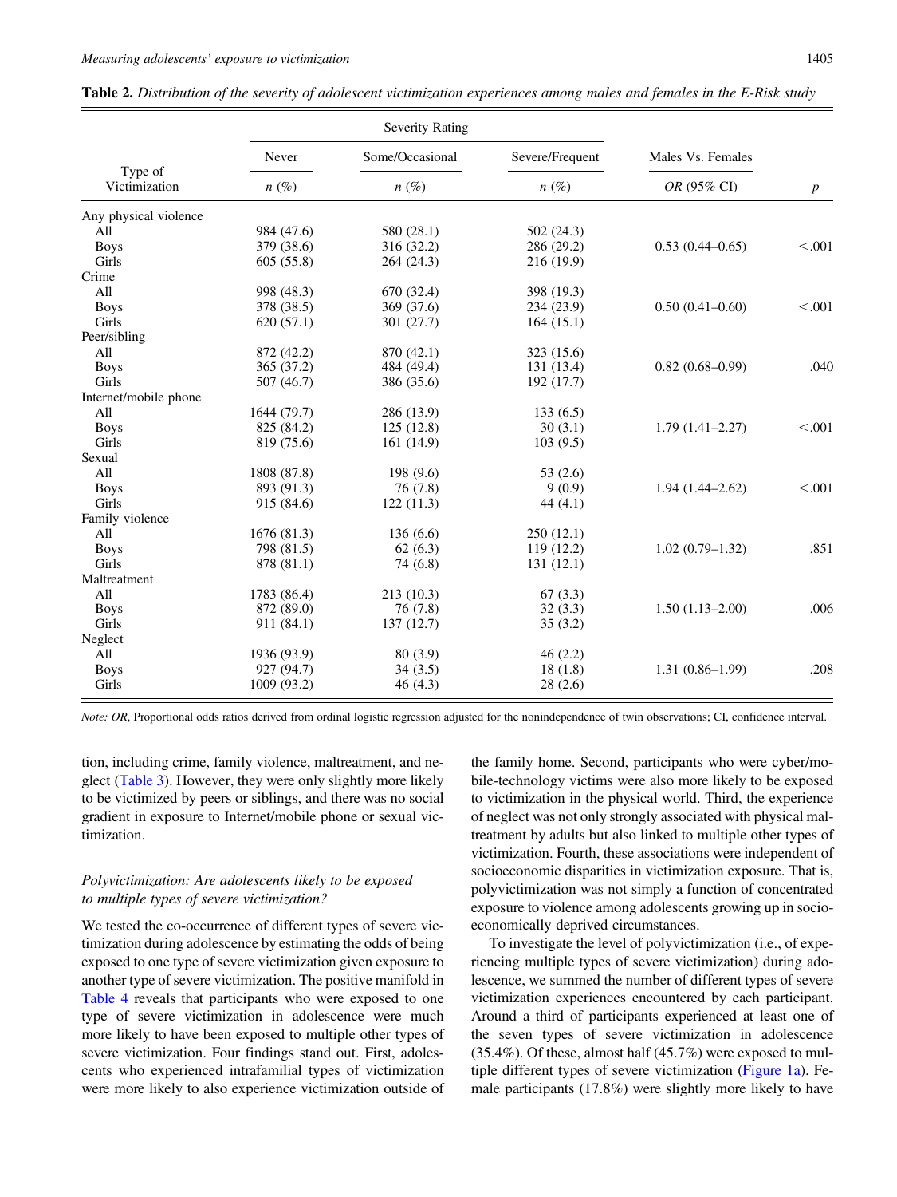**Table 2.** *Distribution of the severity of adolescent victimization experiences among males and females in the E-Risk study*

| Type of Victimization | Severity Rating | | | Males Vs. Females | |
|---|---|---|---|---|---|
| | Never | Some/Occasional | Severe/Frequent | | |
| | *n* (%) | *n* (%) | *n* (%) | *OR* (95% CI) | *p* |
| Any physical violence | | | | | |
| All | 984 (47.6) | 580 (28.1) | 502 (24.3) | | |
| Boys | 379 (38.6) | 316 (32.2) | 286 (29.2) | 0.53 (0.44–0.65) | <.001 |
| Girls | 605 (55.8) | 264 (24.3) | 216 (19.9) | | |
| Crime | | | | | |
| All | 998 (48.3) | 670 (32.4) | 398 (19.3) | | |
| Boys | 378 (38.5) | 369 (37.6) | 234 (23.9) | 0.50 (0.41–0.60) | <.001 |
| Girls | 620 (57.1) | 301 (27.7) | 164 (15.1) | | |
| Peer/sibling | | | | | |
| All | 872 (42.2) | 870 (42.1) | 323 (15.6) | | |
| Boys | 365 (37.2) | 484 (49.4) | 131 (13.4) | 0.82 (0.68–0.99) | .040 |
| Girls | 507 (46.7) | 386 (35.6) | 192 (17.7) | | |
| Internet/mobile phone | | | | | |
| All | 1644 (79.7) | 286 (13.9) | 133 (6.5) | | |
| Boys | 825 (84.2) | 125 (12.8) | 30 (3.1) | 1.79 (1.41–2.27) | <.001 |
| Girls | 819 (75.6) | 161 (14.9) | 103 (9.5) | | |
| Sexual | | | | | |
| All | 1808 (87.8) | 198 (9.6) | 53 (2.6) | | |
| Boys | 893 (91.3) | 76 (7.8) | 9 (0.9) | 1.94 (1.44–2.62) | <.001 |
| Girls | 915 (84.6) | 122 (11.3) | 44 (4.1) | | |
| Family violence | | | | | |
| All | 1676 (81.3) | 136 (6.6) | 250 (12.1) | | |
| Boys | 798 (81.5) | 62 (6.3) | 119 (12.2) | 1.02 (0.79–1.32) | .851 |
| Girls | 878 (81.1) | 74 (6.8) | 131 (12.1) | | |
| Maltreatment | | | | | |
| All | 1783 (86.4) | 213 (10.3) | 67 (3.3) | | |
| Boys | 872 (89.0) | 76 (7.8) | 32 (3.3) | 1.50 (1.13–2.00) | .006 |
| Girls | 911 (84.1) | 137 (12.7) | 35 (3.2) | | |
| Neglect | | | | | |
| All | 1936 (93.9) | 80 (3.9) | 46 (2.2) | | |
| Boys | 927 (94.7) | 34 (3.5) | 18 (1.8) | 1.31 (0.86–1.99) | .208 |
| Girls | 1009 (93.2) | 46 (4.3) | 28 (2.6) | | |

*Note: OR*, Proportional odds ratios derived from ordinal logistic regression adjusted for the nonindependence of twin observations; CI, confidence interval.

tion, including crime, family violence, maltreatment, and neglect (Table 3). However, they were only slightly more likely to be victimized by peers or siblings, and there was no social gradient in exposure to Internet/mobile phone or sexual victimization.

### *Polyvictimization: Are adolescents likely to be exposed to multiple types of severe victimization?*

We tested the co-occurrence of different types of severe victimization during adolescence by estimating the odds of being exposed to one type of severe victimization given exposure to another type of severe victimization. The positive manifold in Table 4 reveals that participants who were exposed to one type of severe victimization in adolescence were much more likely to have been exposed to multiple other types of severe victimization. Four findings stand out. First, adolescents who experienced intrafamilial types of victimization were more likely to also experience victimization outside of the family home. Second, participants who were cyber/mobile-technology victims were also more likely to be exposed to victimization in the physical world. Third, the experience of neglect was not only strongly associated with physical maltreatment by adults but also linked to multiple other types of victimization. Fourth, these associations were independent of socioeconomic disparities in victimization exposure. That is, polyvictimization was not simply a function of concentrated exposure to violence among adolescents growing up in socioeconomically deprived circumstances.

To investigate the level of polyvictimization (i.e., of experiencing multiple types of severe victimization) during adolescence, we summed the number of different types of severe victimization experiences encountered by each participant. Around a third of participants experienced at least one of the seven types of severe victimization in adolescence (35.4%). Of these, almost half (45.7%) were exposed to multiple different types of severe victimization (Figure 1a). Female participants (17.8%) were slightly more likely to have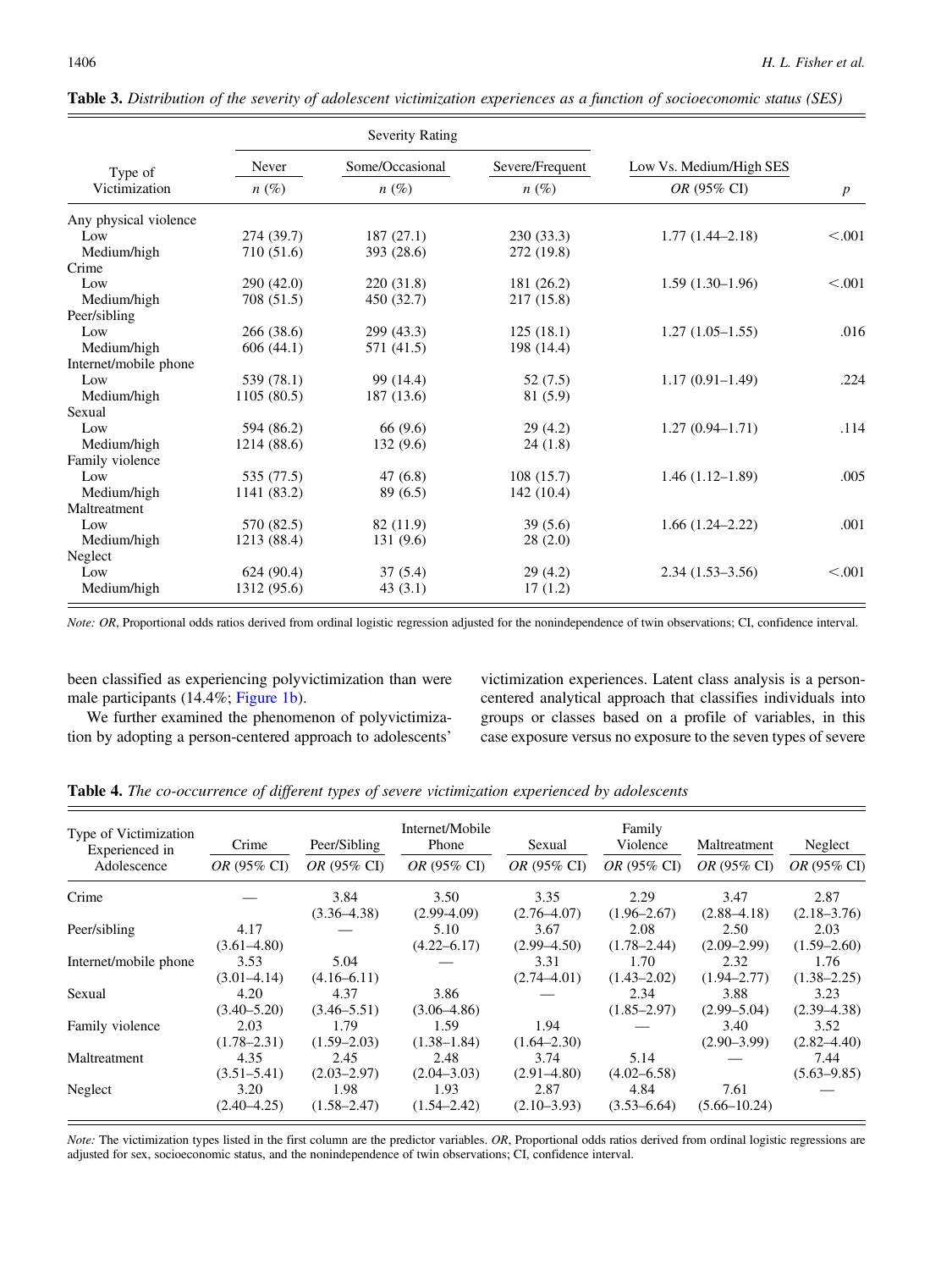**Table 3.** *Distribution of the severity of adolescent victimization experiences as a function of socioeconomic status (SES)*

| Type of Victimization | Severity Rating: Never *n* (%) | Some/Occasional *n* (%) | Severe/Frequent *n* (%) | Low Vs. Medium/High SES *OR* (95% CI) | *p* |
|---|---|---|---|---|---|
| Any physical violence | | | | | |
| Low | 274 (39.7) | 187 (27.1) | 230 (33.3) | 1.77 (1.44–2.18) | <.001 |
| Medium/high | 710 (51.6) | 393 (28.6) | 272 (19.8) | | |
| Crime | | | | | |
| Low | 290 (42.0) | 220 (31.8) | 181 (26.2) | 1.59 (1.30–1.96) | <.001 |
| Medium/high | 708 (51.5) | 450 (32.7) | 217 (15.8) | | |
| Peer/sibling | | | | | |
| Low | 266 (38.6) | 299 (43.3) | 125 (18.1) | 1.27 (1.05–1.55) | .016 |
| Medium/high | 606 (44.1) | 571 (41.5) | 198 (14.4) | | |
| Internet/mobile phone | | | | | |
| Low | 539 (78.1) | 99 (14.4) | 52 (7.5) | 1.17 (0.91–1.49) | .224 |
| Medium/high | 1105 (80.5) | 187 (13.6) | 81 (5.9) | | |
| Sexual | | | | | |
| Low | 594 (86.2) | 66 (9.6) | 29 (4.2) | 1.27 (0.94–1.71) | .114 |
| Medium/high | 1214 (88.6) | 132 (9.6) | 24 (1.8) | | |
| Family violence | | | | | |
| Low | 535 (77.5) | 47 (6.8) | 108 (15.7) | 1.46 (1.12–1.89) | .005 |
| Medium/high | 1141 (83.2) | 89 (6.5) | 142 (10.4) | | |
| Maltreatment | | | | | |
| Low | 570 (82.5) | 82 (11.9) | 39 (5.6) | 1.66 (1.24–2.22) | .001 |
| Medium/high | 1213 (88.4) | 131 (9.6) | 28 (2.0) | | |
| Neglect | | | | | |
| Low | 624 (90.4) | 37 (5.4) | 29 (4.2) | 2.34 (1.53–3.56) | <.001 |
| Medium/high | 1312 (95.6) | 43 (3.1) | 17 (1.2) | | |

*Note: OR*, Proportional odds ratios derived from ordinal logistic regression adjusted for the nonindependence of twin observations; CI, confidence interval.

been classified as experiencing polyvictimization than were male participants (14.4%; Figure 1b).

We further examined the phenomenon of polyvictimization by adopting a person-centered approach to adolescents' victimization experiences. Latent class analysis is a person-centered analytical approach that classifies individuals into groups or classes based on a profile of variables, in this case exposure versus no exposure to the seven types of severe

**Table 4.** *The co-occurrence of different types of severe victimization experienced by adolescents*

| Type of Victimization Experienced in Adolescence | Crime *OR* (95% CI) | Peer/Sibling *OR* (95% CI) | Internet/Mobile Phone *OR* (95% CI) | Sexual *OR* (95% CI) | Family Violence *OR* (95% CI) | Maltreatment *OR* (95% CI) | Neglect *OR* (95% CI) |
|---|---|---|---|---|---|---|---|
| Crime | — | 3.84 (3.36–4.38) | 3.50 (2.99-4.09) | 3.35 (2.76–4.07) | 2.29 (1.96–2.67) | 3.47 (2.88–4.18) | 2.87 (2.18–3.76) |
| Peer/sibling | 4.17 (3.61–4.80) | — | 5.10 (4.22–6.17) | 3.67 (2.99–4.50) | 2.08 (1.78–2.44) | 2.50 (2.09–2.99) | 2.03 (1.59–2.60) |
| Internet/mobile phone | 3.53 (3.01–4.14) | 5.04 (4.16–6.11) | — | 3.31 (2.74–4.01) | 1.70 (1.43–2.02) | 2.32 (1.94–2.77) | 1.76 (1.38–2.25) |
| Sexual | 4.20 (3.40–5.20) | 4.37 (3.46–5.51) | 3.86 (3.06–4.86) | — | 2.34 (1.85–2.97) | 3.88 (2.99–5.04) | 3.23 (2.39–4.38) |
| Family violence | 2.03 (1.78–2.31) | 1.79 (1.59–2.03) | 1.59 (1.38–1.84) | 1.94 (1.64–2.30) | — | 3.40 (2.90–3.99) | 3.52 (2.82–4.40) |
| Maltreatment | 4.35 (3.51–5.41) | 2.45 (2.03–2.97) | 2.48 (2.04–3.03) | 3.74 (2.91–4.80) | 5.14 (4.02–6.58) | — | 7.44 (5.63–9.85) |
| Neglect | 3.20 (2.40–4.25) | 1.98 (1.58–2.47) | 1.93 (1.54–2.42) | 2.87 (2.10–3.93) | 4.84 (3.53–6.64) | 7.61 (5.66–10.24) | — |

*Note:* The victimization types listed in the first column are the predictor variables. *OR*, Proportional odds ratios derived from ordinal logistic regressions are adjusted for sex, socioeconomic status, and the nonindependence of twin observations; CI, confidence interval.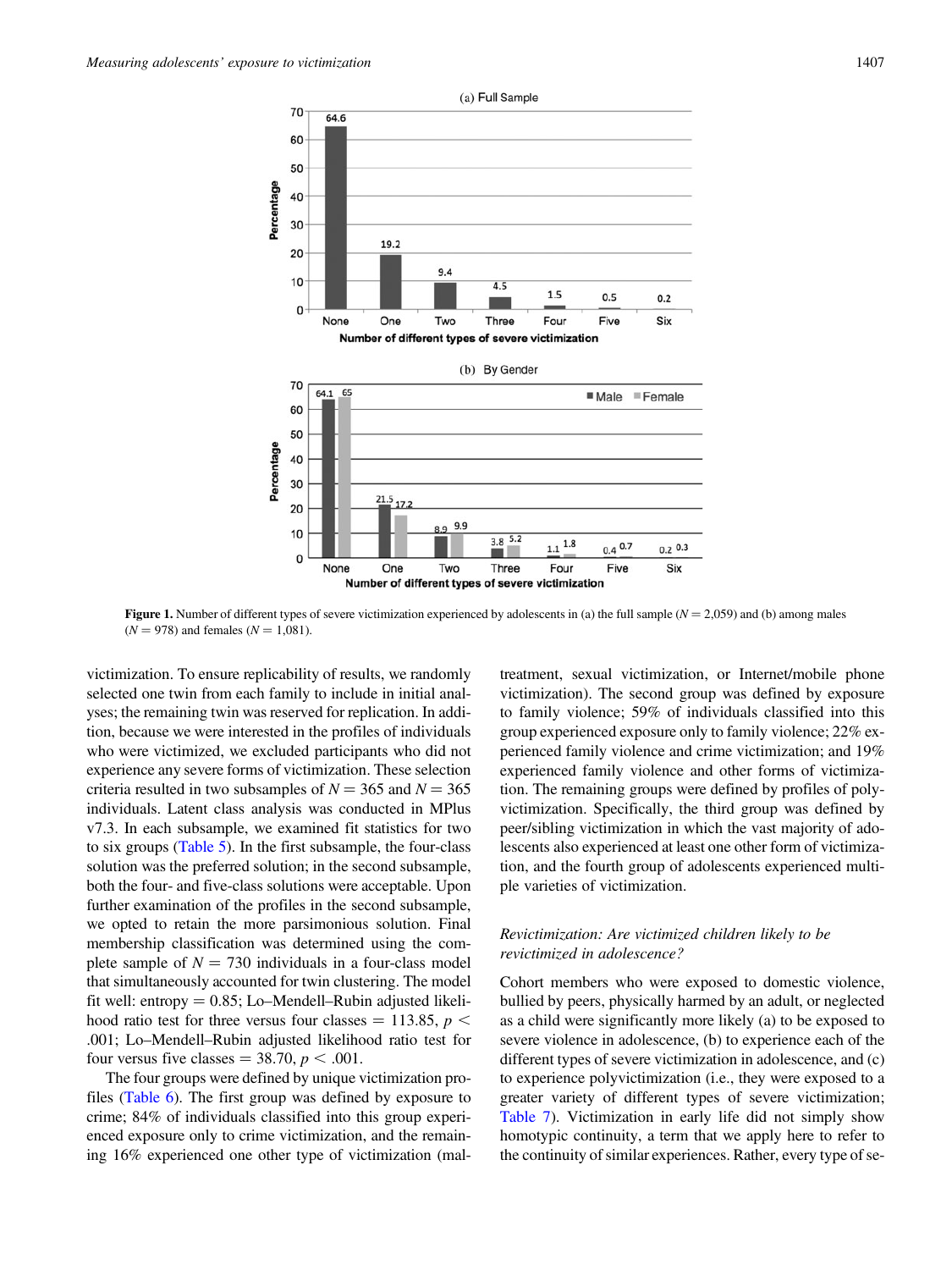**Figure 1.** Number of different types of severe victimization experienced by adolescents in (a) the full sample ($N = 2{,}059$) and (b) among males ($N = 978$) and females ($N = 1{,}081$).

victimization. To ensure replicability of results, we randomly selected one twin from each family to include in initial analyses; the remaining twin was reserved for replication. In addition, because we were interested in the profiles of individuals who were victimized, we excluded participants who did not experience any severe forms of victimization. These selection criteria resulted in two subsamples of $N = 365$ and $N = 365$ individuals. Latent class analysis was conducted in MPlus v7.3. In each subsample, we examined fit statistics for two to six groups (Table 5). In the first subsample, the four-class solution was the preferred solution; in the second subsample, both the four- and five-class solutions were acceptable. Upon further examination of the profiles in the second subsample, we opted to retain the more parsimonious solution. Final membership classification was determined using the complete sample of $N = 730$ individuals in a four-class model that simultaneously accounted for twin clustering. The model fit well: entropy = 0.85; Lo–Mendell–Rubin adjusted likelihood ratio test for three versus four classes = 113.85, $p < .001$; Lo–Mendell–Rubin adjusted likelihood ratio test for four versus five classes = 38.70, $p < .001$.

The four groups were defined by unique victimization profiles (Table 6). The first group was defined by exposure to crime; 84% of individuals classified into this group experienced exposure only to crime victimization, and the remaining 16% experienced one other type of victimization (maltreatment, sexual victimization, or Internet/mobile phone victimization). The second group was defined by exposure to family violence; 59% of individuals classified into this group experienced exposure only to family violence; 22% experienced family violence and crime victimization; and 19% experienced family violence and other forms of victimization. The remaining groups were defined by profiles of polyvictimization. Specifically, the third group was defined by peer/sibling victimization in which the vast majority of adolescents also experienced at least one other form of victimization, and the fourth group of adolescents experienced multiple varieties of victimization.

### *Revictimization: Are victimized children likely to be revictimized in adolescence?*

Cohort members who were exposed to domestic violence, bullied by peers, physically harmed by an adult, or neglected as a child were significantly more likely (a) to be exposed to severe violence in adolescence, (b) to experience each of the different types of severe victimization in adolescence, and (c) to experience polyvictimization (i.e., they were exposed to a greater variety of different types of severe victimization; Table 7). Victimization in early life did not simply show homotypic continuity, a term that we apply here to refer to the continuity of similar experiences. Rather, every type of se-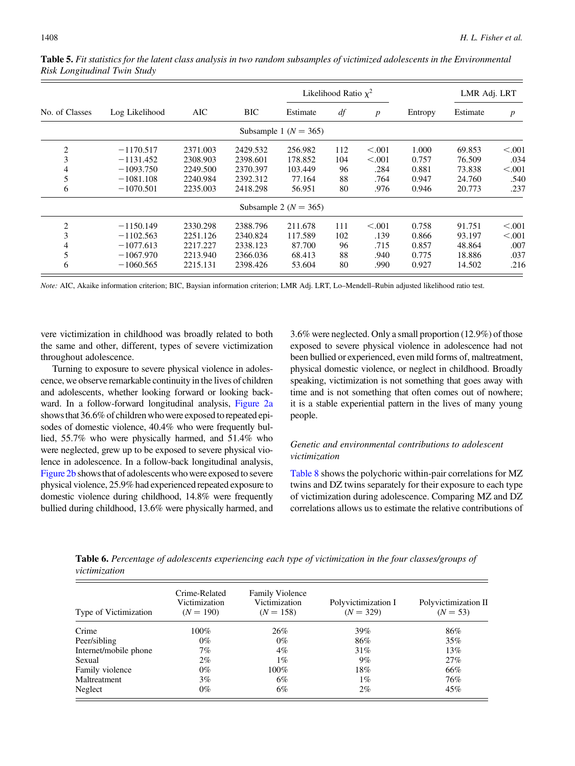**Table 5.** *Fit statistics for the latent class analysis in two random subsamples of victimized adolescents in the Environmental Risk Longitudinal Twin Study*

| No. of Classes | Log Likelihood | AIC | BIC | Likelihood Ratio $\chi^2$ Estimate | *df* | *p* | Entropy | LMR Adj. LRT Estimate | *p* |
|---|---|---|---|---|---|---|---|---|---|
| Subsample 1 ($N = 365$) | | | | | | | | | |
| 2 | −1170.517 | 2371.003 | 2429.532 | 256.982 | 112 | <.001 | 1.000 | 69.853 | <.001 |
| 3 | −1131.452 | 2308.903 | 2398.601 | 178.852 | 104 | <.001 | 0.757 | 76.509 | .034 |
| 4 | −1093.750 | 2249.500 | 2370.397 | 103.449 | 96 | .284 | 0.881 | 73.838 | <.001 |
| 5 | −1081.108 | 2240.984 | 2392.312 | 77.164 | 88 | .764 | 0.947 | 24.760 | .540 |
| 6 | −1070.501 | 2235.003 | 2418.298 | 56.951 | 80 | .976 | 0.946 | 20.773 | .237 |
| Subsample 2 ($N = 365$) | | | | | | | | | |
| 2 | −1150.149 | 2330.298 | 2388.796 | 211.678 | 111 | <.001 | 0.758 | 91.751 | <.001 |
| 3 | −1102.563 | 2251.126 | 2340.824 | 117.589 | 102 | .139 | 0.866 | 93.197 | <.001 |
| 4 | −1077.613 | 2217.227 | 2338.123 | 87.700 | 96 | .715 | 0.857 | 48.864 | .007 |
| 5 | −1067.970 | 2213.940 | 2366.036 | 68.413 | 88 | .940 | 0.775 | 18.886 | .037 |
| 6 | −1060.565 | 2215.131 | 2398.426 | 53.604 | 80 | .990 | 0.927 | 14.502 | .216 |

*Note:* AIC, Akaike information criterion; BIC, Baysian information criterion; LMR Adj. LRT, Lo–Mendell–Rubin adjusted likelihood ratio test.

vere victimization in childhood was broadly related to both the same and other, different, types of severe victimization throughout adolescence.

Turning to exposure to severe physical violence in adolescence, we observe remarkable continuity in the lives of children and adolescents, whether looking forward or looking backward. In a follow-forward longitudinal analysis, Figure 2a shows that 36.6% of children who were exposed to repeated episodes of domestic violence, 40.4% who were frequently bullied, 55.7% who were physically harmed, and 51.4% who were neglected, grew up to be exposed to severe physical violence in adolescence. In a follow-back longitudinal analysis, Figure 2b shows that of adolescents who were exposed to severe physical violence, 25.9% had experienced repeated exposure to domestic violence during childhood, 14.8% were frequently bullied during childhood, 13.6% were physically harmed, and 3.6% were neglected. Only a small proportion (12.9%) of those exposed to severe physical violence in adolescence had not been bullied or experienced, even mild forms of, maltreatment, physical domestic violence, or neglect in childhood. Broadly speaking, victimization is not something that goes away with time and is not something that often comes out of nowhere; it is a stable experiential pattern in the lives of many young people.

### *Genetic and environmental contributions to adolescent victimization*

Table 8 shows the polychoric within-pair correlations for MZ twins and DZ twins separately for their exposure to each type of victimization during adolescence. Comparing MZ and DZ correlations allows us to estimate the relative contributions of

**Table 6.** *Percentage of adolescents experiencing each type of victimization in the four classes/groups of victimization*

| Type of Victimization | Crime-Related Victimization ($N = 190$) | Family Violence Victimization ($N = 158$) | Polyvictimization I ($N = 329$) | Polyvictimization II ($N = 53$) |
|---|---|---|---|---|
| Crime | 100% | 26% | 39% | 86% |
| Peer/sibling | 0% | 0% | 86% | 35% |
| Internet/mobile phone | 7% | 4% | 31% | 13% |
| Sexual | 2% | 1% | 9% | 27% |
| Family violence | 0% | 100% | 18% | 66% |
| Maltreatment | 3% | 6% | 1% | 76% |
| Neglect | 0% | 6% | 2% | 45% |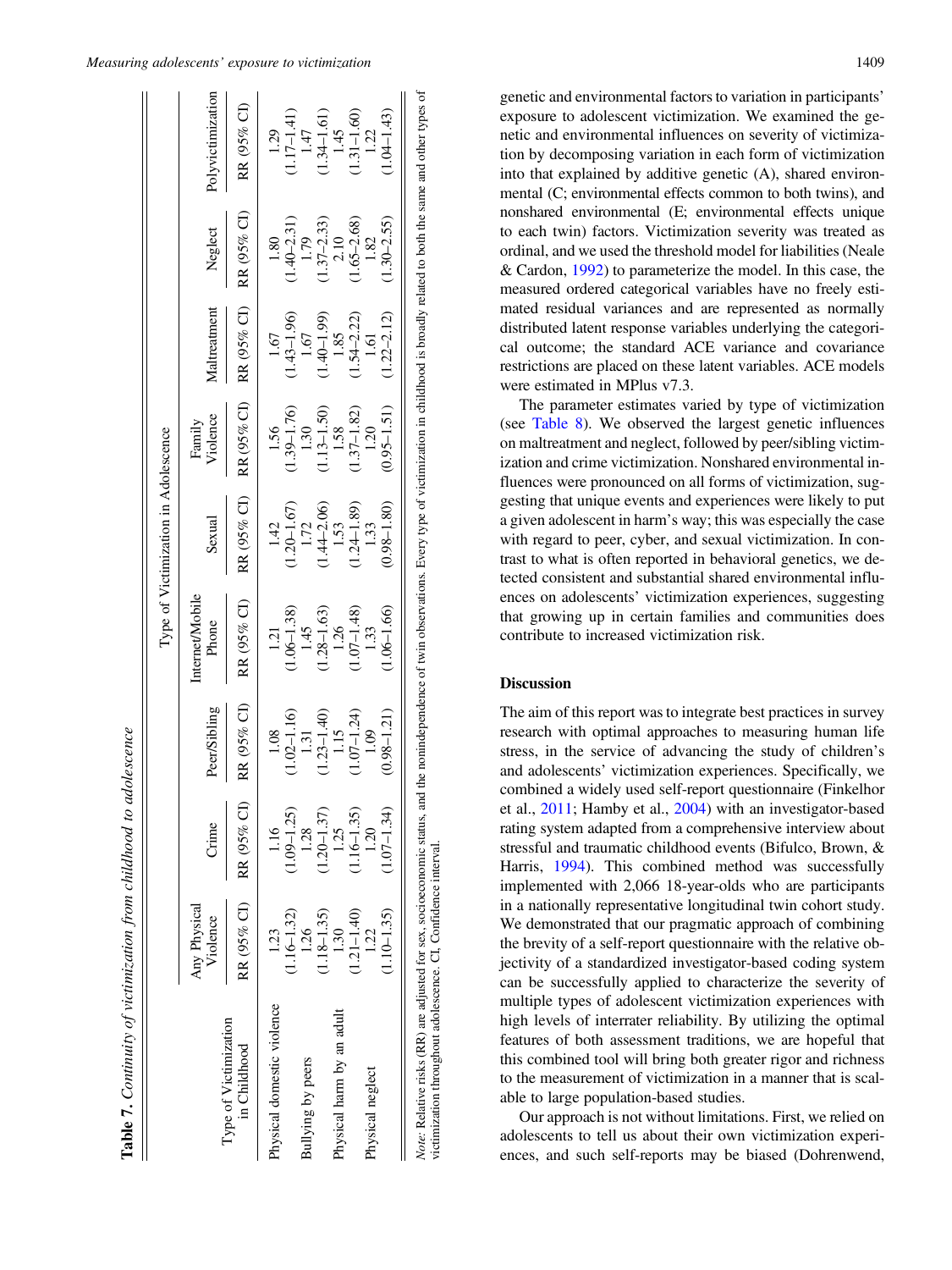**Table 7.** *Continuity of victimization from childhood to adolescence*

| Type of Victimization in Childhood | Type of Victimization in Adolescence | | | | | | | | |
|---|---|---|---|---|---|---|---|---|---|
| | Any Physical Violence | Crime | Peer/Sibling | Internet/Mobile Phone | Sexual | Family Violence | Maltreatment | Neglect | Polyvictimization |
| | RR (95% CI) | RR (95% CI) | RR (95% CI) | RR (95% CI) | RR (95% CI) | RR (95% CI) | RR (95% CI) | RR (95% CI) | RR (95% CI) |
| Physical domestic violence | 1.23 (1.16–1.32) | 1.16 (1.09–1.25) | 1.08 (1.02–1.16) | 1.21 (1.06–1.38) | 1.42 (1.20–1.67) | 1.56 (1.39–1.76) | 1.67 (1.43–1.96) | 1.80 (1.40–2.31) | 1.29 (1.17–1.41) |
| Bullying by peers | 1.26 (1.18–1.35) | 1.28 (1.20–1.37) | 1.31 (1.23–1.40) | 1.45 (1.28–1.63) | 1.72 (1.44–2.06) | 1.30 (1.13–1.50) | 1.67 (1.40–1.99) | 1.79 (1.37–2.33) | 1.47 (1.34–1.61) |
| Physical harm by an adult | 1.30 (1.21–1.40) | 1.25 (1.16–1.35) | 1.15 (1.07–1.24) | 1.26 (1.07–1.48) | 1.53 (1.24–1.89) | 1.58 (1.37–1.82) | 1.85 (1.54–2.22) | 2.10 (1.65–2.68) | 1.45 (1.31–1.60) |
| Physical neglect | 1.22 (1.10–1.35) | 1.20 (1.07–1.34) | 1.09 (0.98–1.21) | 1.33 (1.06–1.66) | 1.33 (0.98–1.80) | 1.20 (0.95–1.51) | 1.61 (1.22–2.12) | 1.82 (1.30–2.55) | 1.22 (1.04–1.43) |

*Note:* Relative risks (RR) are adjusted for sex, socioeconomic status, and the nonindependence of twin observations. Every type of victimization in childhood is broadly related to both the same and other types of victimization throughout adolescence. CI, Confidence interval.

genetic and environmental factors to variation in participants' exposure to adolescent victimization. We examined the genetic and environmental influences on severity of victimization by decomposing variation in each form of victimization into that explained by additive genetic (A), shared environmental (C; environmental effects common to both twins), and nonshared environmental (E; environmental effects unique to each twin) factors. Victimization severity was treated as ordinal, and we used the threshold model for liabilities (Neale & Cardon, 1992) to parameterize the model. In this case, the measured ordered categorical variables have no freely estimated residual variances and are represented as normally distributed latent response variables underlying the categorical outcome; the standard ACE variance and covariance restrictions are placed on these latent variables. ACE models were estimated in MPlus v7.3.

The parameter estimates varied by type of victimization (see Table 8). We observed the largest genetic influences on maltreatment and neglect, followed by peer/sibling victimization and crime victimization. Nonshared environmental influences were pronounced on all forms of victimization, suggesting that unique events and experiences were likely to put a given adolescent in harm's way; this was especially the case with regard to peer, cyber, and sexual victimization. In contrast to what is often reported in behavioral genetics, we detected consistent and substantial shared environmental influences on adolescents' victimization experiences, suggesting that growing up in certain families and communities does contribute to increased victimization risk.

## Discussion

The aim of this report was to integrate best practices in survey research with optimal approaches to measuring human life stress, in the service of advancing the study of children's and adolescents' victimization experiences. Specifically, we combined a widely used self-report questionnaire (Finkelhor et al., 2011; Hamby et al., 2004) with an investigator-based rating system adapted from a comprehensive interview about stressful and traumatic childhood events (Bifulco, Brown, & Harris, 1994). This combined method was successfully implemented with 2,066 18-year-olds who are participants in a nationally representative longitudinal twin cohort study. We demonstrated that our pragmatic approach of combining the brevity of a self-report questionnaire with the relative objectivity of a standardized investigator-based coding system can be successfully applied to characterize the severity of multiple types of adolescent victimization experiences with high levels of interrater reliability. By utilizing the optimal features of both assessment traditions, we are hopeful that this combined tool will bring both greater rigor and richness to the measurement of victimization in a manner that is scalable to large population-based studies.

Our approach is not without limitations. First, we relied on adolescents to tell us about their own victimization experiences, and such self-reports may be biased (Dohrenwend,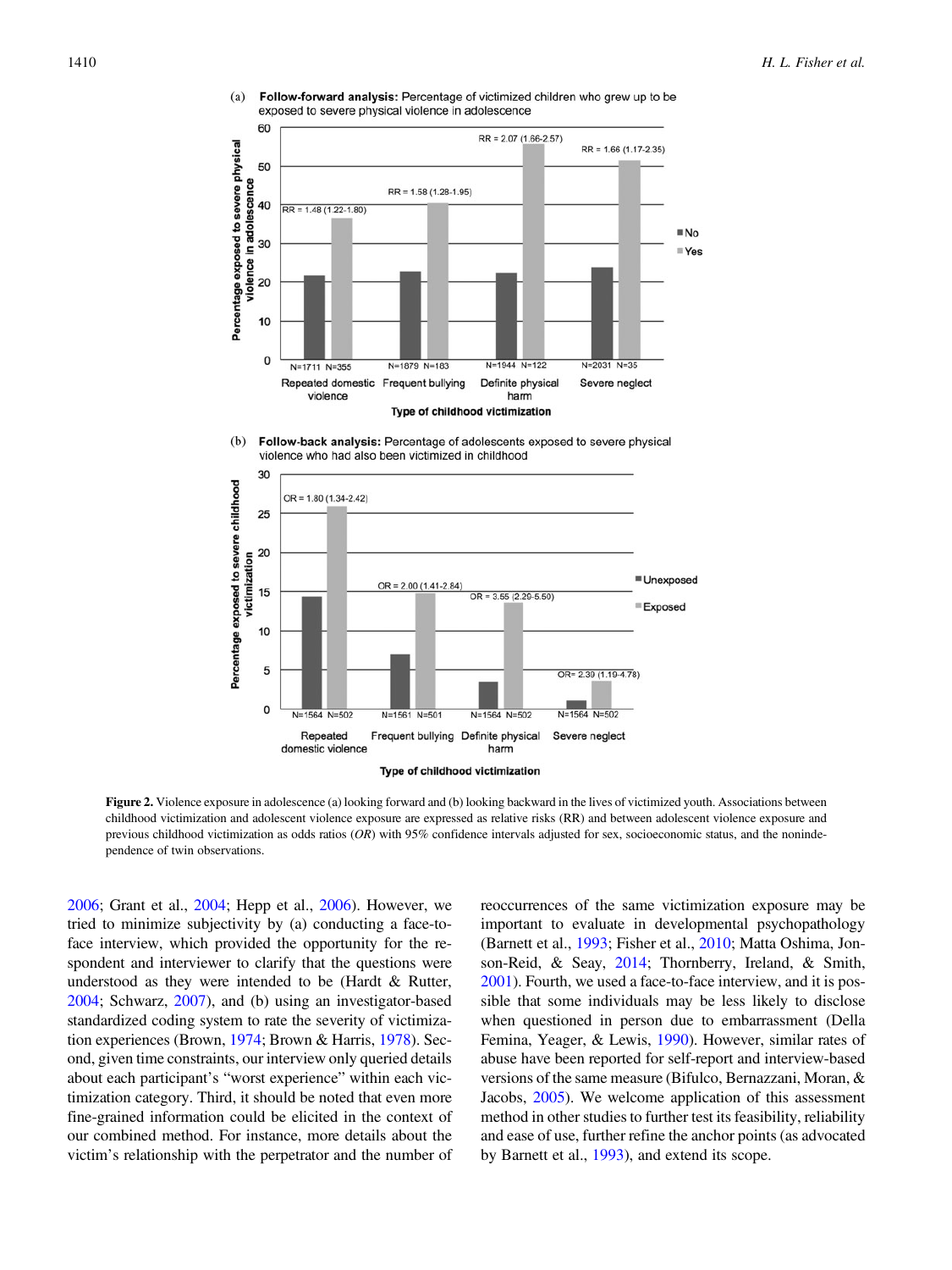**Figure 2.** Violence exposure in adolescence (a) looking forward and (b) looking backward in the lives of victimized youth. Associations between childhood victimization and adolescent violence exposure are expressed as relative risks (RR) and between adolescent violence exposure and previous childhood victimization as odds ratios (*OR*) with 95% confidence intervals adjusted for sex, socioeconomic status, and the nonindependence of twin observations.

2006; Grant et al., 2004; Hepp et al., 2006). However, we tried to minimize subjectivity by (a) conducting a face-to-face interview, which provided the opportunity for the respondent and interviewer to clarify that the questions were understood as they were intended to be (Hardt & Rutter, 2004; Schwarz, 2007), and (b) using an investigator-based standardized coding system to rate the severity of victimization experiences (Brown, 1974; Brown & Harris, 1978). Second, given time constraints, our interview only queried details about each participant's "worst experience" within each victimization category. Third, it should be noted that even more fine-grained information could be elicited in the context of our combined method. For instance, more details about the victim's relationship with the perpetrator and the number of reoccurrences of the same victimization exposure may be important to evaluate in developmental psychopathology (Barnett et al., 1993; Fisher et al., 2010; Matta Oshima, Jonson-Reid, & Seay, 2014; Thornberry, Ireland, & Smith, 2001). Fourth, we used a face-to-face interview, and it is possible that some individuals may be less likely to disclose when questioned in person due to embarrassment (Della Femina, Yeager, & Lewis, 1990). However, similar rates of abuse have been reported for self-report and interview-based versions of the same measure (Bifulco, Bernazzani, Moran, & Jacobs, 2005). We welcome application of this assessment method in other studies to further test its feasibility, reliability and ease of use, further refine the anchor points (as advocated by Barnett et al., 1993), and extend its scope.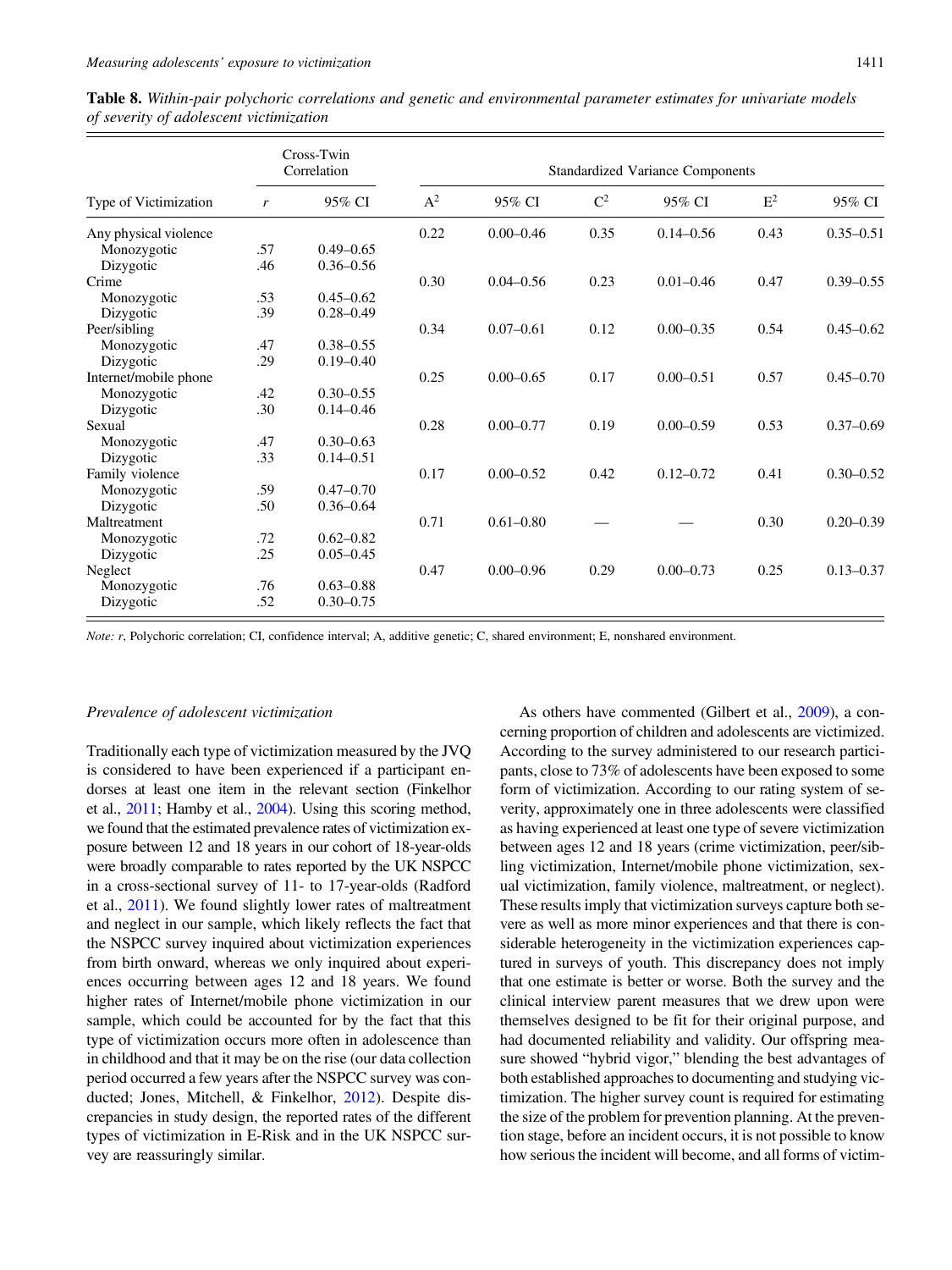**Table 8.** *Within-pair polychoric correlations and genetic and environmental parameter estimates for univariate models of severity of adolescent victimization*

| Type of Victimization | Cross-Twin Correlation | | Standardized Variance Components | | | | | |
|---|---|---|---|---|---|---|---|---|
| | *r* | 95% CI | $A^2$ | 95% CI | $C^2$ | 95% CI | $E^2$ | 95% CI |
| Any physical violence | | | 0.22 | 0.00–0.46 | 0.35 | 0.14–0.56 | 0.43 | 0.35–0.51 |
| Monozygotic | .57 | 0.49–0.65 | | | | | | |
| Dizygotic | .46 | 0.36–0.56 | | | | | | |
| Crime | | | 0.30 | 0.04–0.56 | 0.23 | 0.01–0.46 | 0.47 | 0.39–0.55 |
| Monozygotic | .53 | 0.45–0.62 | | | | | | |
| Dizygotic | .39 | 0.28–0.49 | | | | | | |
| Peer/sibling | | | 0.34 | 0.07–0.61 | 0.12 | 0.00–0.35 | 0.54 | 0.45–0.62 |
| Monozygotic | .47 | 0.38–0.55 | | | | | | |
| Dizygotic | .29 | 0.19–0.40 | | | | | | |
| Internet/mobile phone | | | 0.25 | 0.00–0.65 | 0.17 | 0.00–0.51 | 0.57 | 0.45–0.70 |
| Monozygotic | .42 | 0.30–0.55 | | | | | | |
| Dizygotic | .30 | 0.14–0.46 | | | | | | |
| Sexual | | | 0.28 | 0.00–0.77 | 0.19 | 0.00–0.59 | 0.53 | 0.37–0.69 |
| Monozygotic | .47 | 0.30–0.63 | | | | | | |
| Dizygotic | .33 | 0.14–0.51 | | | | | | |
| Family violence | | | 0.17 | 0.00–0.52 | 0.42 | 0.12–0.72 | 0.41 | 0.30–0.52 |
| Monozygotic | .59 | 0.47–0.70 | | | | | | |
| Dizygotic | .50 | 0.36–0.64 | | | | | | |
| Maltreatment | | | 0.71 | 0.61–0.80 | — | — | 0.30 | 0.20–0.39 |
| Monozygotic | .72 | 0.62–0.82 | | | | | | |
| Dizygotic | .25 | 0.05–0.45 | | | | | | |
| Neglect | | | 0.47 | 0.00–0.96 | 0.29 | 0.00–0.73 | 0.25 | 0.13–0.37 |
| Monozygotic | .76 | 0.63–0.88 | | | | | | |
| Dizygotic | .52 | 0.30–0.75 | | | | | | |

*Note: r*, Polychoric correlation; CI, confidence interval; A, additive genetic; C, shared environment; E, nonshared environment.

### *Prevalence of adolescent victimization*

Traditionally each type of victimization measured by the JVQ is considered to have been experienced if a participant endorses at least one item in the relevant section (Finkelhor et al., 2011; Hamby et al., 2004). Using this scoring method, we found that the estimated prevalence rates of victimization exposure between 12 and 18 years in our cohort of 18-year-olds were broadly comparable to rates reported by the UK NSPCC in a cross-sectional survey of 11- to 17-year-olds (Radford et al., 2011). We found slightly lower rates of maltreatment and neglect in our sample, which likely reflects the fact that the NSPCC survey inquired about victimization experiences from birth onward, whereas we only inquired about experiences occurring between ages 12 and 18 years. We found higher rates of Internet/mobile phone victimization in our sample, which could be accounted for by the fact that this type of victimization occurs more often in adolescence than in childhood and that it may be on the rise (our data collection period occurred a few years after the NSPCC survey was conducted; Jones, Mitchell, & Finkelhor, 2012). Despite discrepancies in study design, the reported rates of the different types of victimization in E-Risk and in the UK NSPCC survey are reassuringly similar.

As others have commented (Gilbert et al., 2009), a concerning proportion of children and adolescents are victimized. According to the survey administered to our research participants, close to 73% of adolescents have been exposed to some form of victimization. According to our rating system of severity, approximately one in three adolescents were classified as having experienced at least one type of severe victimization between ages 12 and 18 years (crime victimization, peer/sibling victimization, Internet/mobile phone victimization, sexual victimization, family violence, maltreatment, or neglect). These results imply that victimization surveys capture both severe as well as more minor experiences and that there is considerable heterogeneity in the victimization experiences captured in surveys of youth. This discrepancy does not imply that one estimate is better or worse. Both the survey and the clinical interview parent measures that we drew upon were themselves designed to be fit for their original purpose, and had documented reliability and validity. Our offspring measure showed "hybrid vigor," blending the best advantages of both established approaches to documenting and studying victimization. The higher survey count is required for estimating the size of the problem for prevention planning. At the prevention stage, before an incident occurs, it is not possible to know how serious the incident will become, and all forms of victim-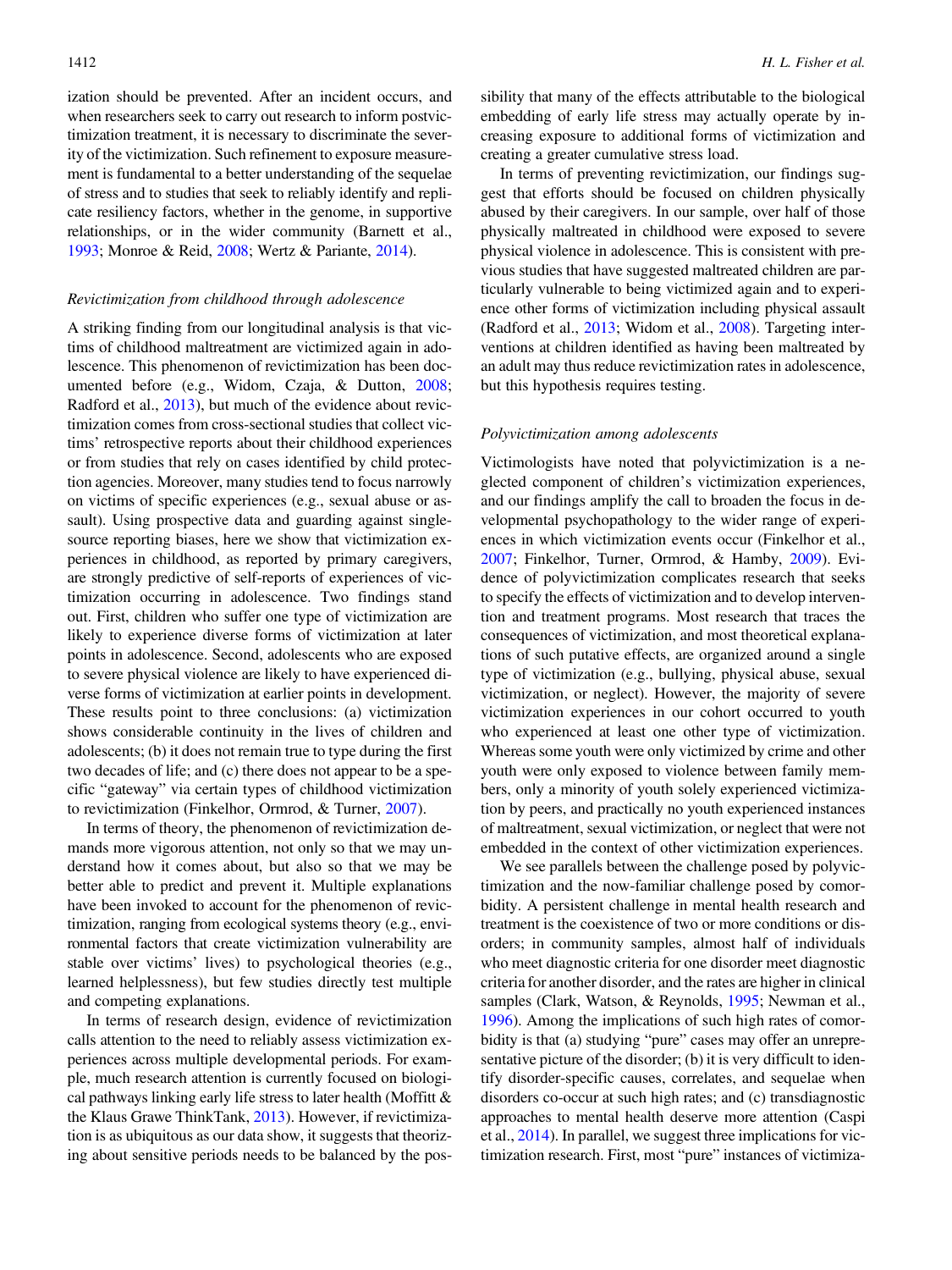ization should be prevented. After an incident occurs, and when researchers seek to carry out research to inform postvictimization treatment, it is necessary to discriminate the severity of the victimization. Such refinement to exposure measurement is fundamental to a better understanding of the sequelae of stress and to studies that seek to reliably identify and replicate resiliency factors, whether in the genome, in supportive relationships, or in the wider community (Barnett et al., 1993; Monroe & Reid, 2008; Wertz & Pariante, 2014).

### *Revictimization from childhood through adolescence*

A striking finding from our longitudinal analysis is that victims of childhood maltreatment are victimized again in adolescence. This phenomenon of revictimization has been documented before (e.g., Widom, Czaja, & Dutton, 2008; Radford et al., 2013), but much of the evidence about revictimization comes from cross-sectional studies that collect victims' retrospective reports about their childhood experiences or from studies that rely on cases identified by child protection agencies. Moreover, many studies tend to focus narrowly on victims of specific experiences (e.g., sexual abuse or assault). Using prospective data and guarding against single-source reporting biases, here we show that victimization experiences in childhood, as reported by primary caregivers, are strongly predictive of self-reports of experiences of victimization occurring in adolescence. Two findings stand out. First, children who suffer one type of victimization are likely to experience diverse forms of victimization at later points in adolescence. Second, adolescents who are exposed to severe forms of physical violence are likely to have experienced diverse forms of victimization at earlier points in development. These results point to three conclusions: (a) victimization shows considerable continuity in the lives of children and adolescents; (b) it does not remain true to type during the first two decades of life; and (c) there does not appear to be a specific "gateway" via certain types of childhood victimization to revictimization (Finkelhor, Ormrod, & Turner, 2007).

In terms of theory, the phenomenon of revictimization demands more vigorous attention, not only so that we may understand how it comes about, but also so that we may be better able to predict and prevent it. Multiple explanations have been invoked to account for the phenomenon of revictimization, ranging from ecological systems theory (e.g., environmental factors that create victimization vulnerability are stable over victims' lives) to psychological theories (e.g., learned helplessness), but few studies directly test multiple and competing explanations.

In terms of research design, evidence of revictimization calls attention to the need to reliably assess victimization experiences across multiple developmental periods. For example, much research attention is currently focused on biological pathways linking early life stress to later health (Moffitt & the Klaus Grawe ThinkTank, 2013). However, if revictimization is as ubiquitous as our data show, it suggests that theorizing about sensitive periods needs to be balanced by the possibility that many of the effects attributable to the biological embedding of early life stress may actually operate by increasing exposure to additional forms of victimization and creating a greater cumulative stress load.

In terms of preventing revictimization, our findings suggest that efforts should be focused on children physically abused by their caregivers. In our sample, over half of those physically maltreated in childhood were exposed to severe physical violence in adolescence. This is consistent with previous studies that have suggested maltreated children are particularly vulnerable to being victimized again and to experience other forms of victimization including physical assault (Radford et al., 2013; Widom et al., 2008). Targeting interventions at children identified as having been maltreated by an adult may thus reduce revictimization rates in adolescence, but this hypothesis requires testing.

### *Polyvictimization among adolescents*

Victimologists have noted that polyvictimization is a neglected component of children's victimization experiences, and our findings amplify the call to broaden the focus in developmental psychopathology to the wider range of experiences in which victimization events occur (Finkelhor et al., 2007; Finkelhor, Turner, Ormrod, & Hamby, 2009). Evidence of polyvictimization complicates research that seeks to specify the effects of victimization and to develop intervention and treatment programs. Most research that traces the consequences of victimization, and most theoretical explanations of such putative effects, are organized around a single type of victimization (e.g., bullying, physical abuse, sexual victimization, or neglect). However, the majority of severe victimization experiences in our cohort occurred to youth who experienced at least one other type of victimization. Whereas some youth were only victimized by crime and other youth were only exposed to violence between family members, only a minority of youth solely experienced victimization by peers, and practically no youth experienced instances of maltreatment, sexual victimization, or neglect that were not embedded in the context of other victimization experiences.

We see parallels between the challenge posed by polyvictimization and the now-familiar challenge posed by comorbidity. A persistent challenge in mental health research and treatment is the coexistence of two or more conditions or disorders; in community samples, almost half of individuals who meet diagnostic criteria for one disorder meet diagnostic criteria for another disorder, and the rates are higher in clinical samples (Clark, Watson, & Reynolds, 1995; Newman et al., 1996). Among the implications of such high rates of comorbidity is that (a) studying "pure" cases may offer an unrepresentative picture of the disorder; (b) it is very difficult to identify disorder-specific causes, correlates, and sequelae when disorders co-occur at such high rates; and (c) transdiagnostic approaches to mental health deserve more attention (Caspi et al., 2014). In parallel, we suggest three implications for victimization research. First, most "pure" instances of victimiza-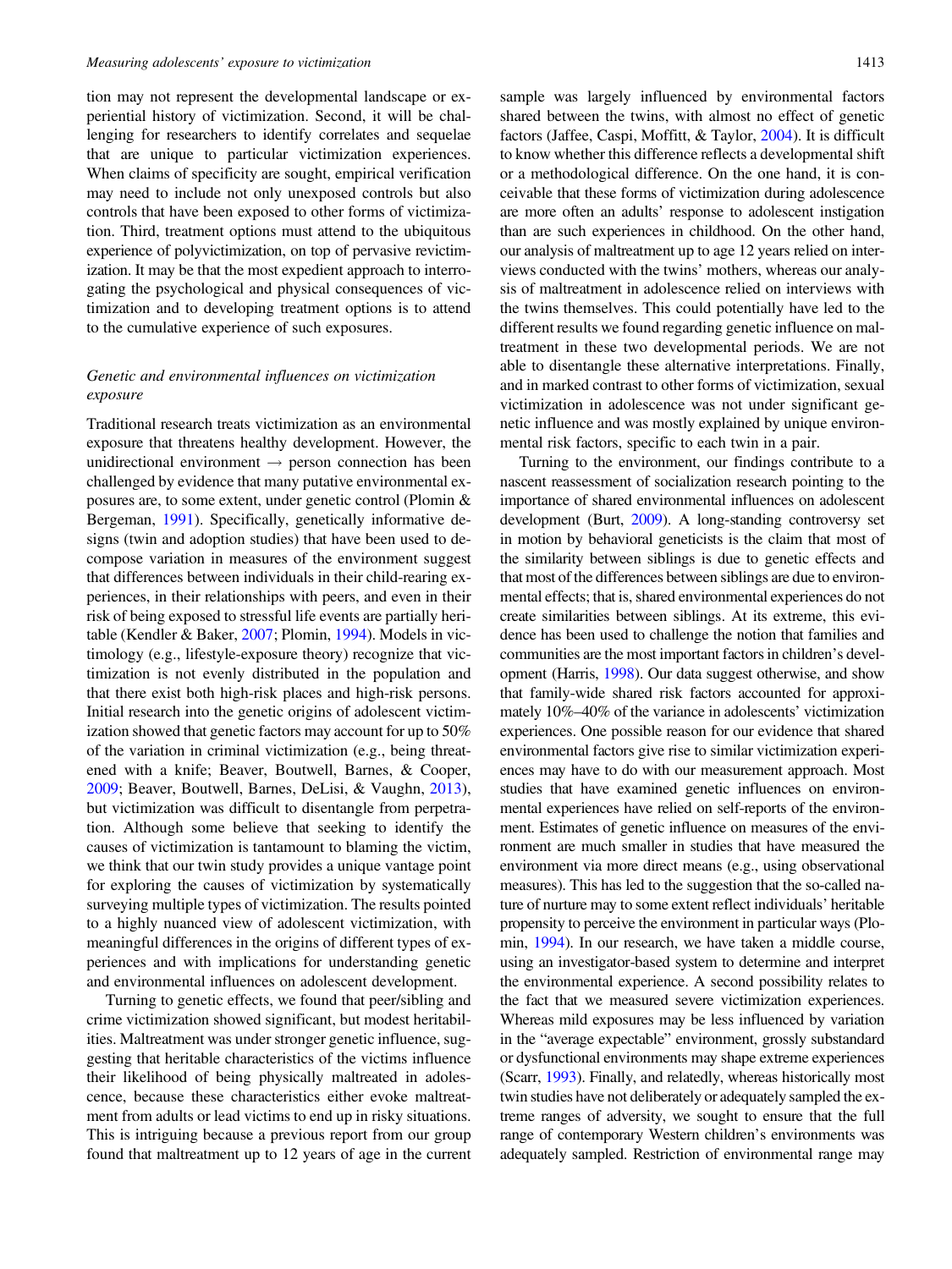tion may not represent the developmental landscape or experiential history of victimization. Second, it will be challenging for researchers to identify correlates and sequelae that are unique to particular victimization experiences. When claims of specificity are sought, empirical verification may need to include not only unexposed controls but also controls that have been exposed to other forms of victimization. Third, treatment options must attend to the ubiquitous experience of polyvictimization, on top of pervasive revictimization. It may be that the most expedient approach to interrogating the psychological and physical consequences of victimization and to developing treatment options is to attend to the cumulative experience of such exposures.

### *Genetic and environmental influences on victimization exposure*

Traditional research treats victimization as an environmental exposure that threatens healthy development. However, the unidirectional environment → person connection has been challenged by evidence that many putative environmental exposures are, to some extent, under genetic control (Plomin & Bergeman, 1991). Specifically, genetically informative designs (twin and adoption studies) that have been used to decompose variation in measures of the environment suggest that differences between individuals in their child-rearing experiences, in their relationships with peers, and even in their risk of being exposed to stressful life events are partially heritable (Kendler & Baker, 2007; Plomin, 1994). Models in victimology (e.g., lifestyle-exposure theory) recognize that victimization is not evenly distributed in the population and that there exist both high-risk places and high-risk persons. Initial research into the genetic origins of adolescent victimization showed that genetic factors may account for up to 50% of the variation in criminal victimization (e.g., being threatened with a knife; Beaver, Boutwell, Barnes, & Cooper, 2009; Beaver, Boutwell, Barnes, DeLisi, & Vaughn, 2013), but victimization was difficult to disentangle from perpetration. Although some believe that seeking to identify the causes of victimization is tantamount to blaming the victim, we think that our twin study provides a unique vantage point for exploring the causes of victimization by systematically surveying multiple types of victimization. The results pointed to a highly nuanced view of adolescent victimization, with meaningful differences in the origins of different types of experiences and with implications for understanding genetic and environmental influences on adolescent development.

Turning to genetic effects, we found that peer/sibling and crime victimization showed significant, but modest heritabilities. Maltreatment was under stronger genetic influence, suggesting that heritable characteristics of the victims influence their likelihood of being physically maltreated in adolescence, because these characteristics either evoke maltreatment from adults or lead victims to end up in risky situations. This is intriguing because a previous report from our group found that maltreatment up to 12 years of age in the current sample was largely influenced by environmental factors shared between the twins, with almost no effect of genetic factors (Jaffee, Caspi, Moffitt, & Taylor, 2004). It is difficult to know whether this difference reflects a developmental shift or a methodological difference. On the one hand, it is conceivable that these forms of victimization during adolescence are more often an adults' response to adolescent instigation than are such experiences in childhood. On the other hand, our analysis of maltreatment up to age 12 years relied on interviews conducted with the twins' mothers, whereas our analysis of maltreatment in adolescence relied on interviews with the twins themselves. This could potentially have led to the different results we found regarding genetic influence on maltreatment in these two developmental periods. We are not able to disentangle these alternative interpretations. Finally, and in marked contrast to other forms of victimization, sexual victimization in adolescence was not under significant genetic influence and was mostly explained by unique environmental risk factors, specific to each twin in a pair.

Turning to the environment, our findings contribute to a nascent reassessment of socialization research pointing to the importance of shared environmental influences on adolescent development (Burt, 2009). A long-standing controversy set in motion by behavioral geneticists is the claim that most of the similarity between siblings is due to genetic effects and that most of the differences between siblings are due to environmental effects; that is, shared environmental experiences do not create similarities between siblings. At its extreme, this evidence has been used to challenge the notion that families and communities are the most important factors in children's development (Harris, 1998). Our data suggest otherwise, and show that family-wide shared risk factors accounted for approximately 10%–40% of the variance in adolescents' victimization experiences. One possible reason for our evidence that shared environmental factors give rise to similar victimization experiences may have to do with our measurement approach. Most studies that have examined genetic influences on environmental experiences have relied on self-reports of the environment. Estimates of genetic influence on measures of the environment are much smaller in studies that have measured the environment via more direct means (e.g., using observational measures). This has led to the suggestion that the so-called nature of nurture may to some extent reflect individuals' heritable propensity to perceive the environment in particular ways (Plomin, 1994). In our research, we have taken a middle course, using an investigator-based system to determine and interpret the environmental experience. A second possibility relates to the fact that we measured severe victimization experiences. Whereas mild exposures may be less influenced by variation in the "average expectable" environment, grossly substandard or dysfunctional environments may shape extreme experiences (Scarr, 1993). Finally, and relatedly, whereas historically most twin studies have not deliberately or adequately sampled the extreme ranges of adversity, we sought to ensure that the full range of contemporary Western children's environments was adequately sampled. Restriction of environmental range may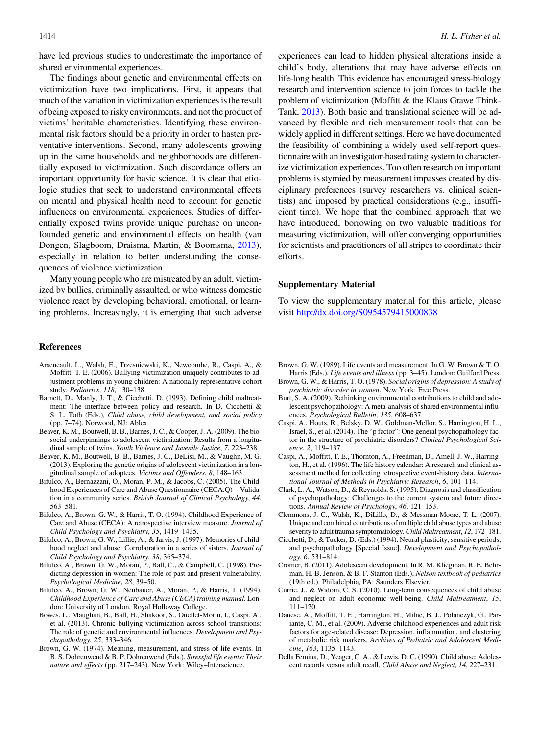have led previous studies to underestimate the importance of shared environmental experiences.

The findings about genetic and environmental effects on victimization have two implications. First, it appears that much of the variation in victimization experiences is the result of being exposed to risky environments, and not the product of victims' heritable characteristics. Identifying these environmental risk factors should be a priority in order to hasten preventative interventions. Second, many adolescents growing up in the same households and neighborhoods are differentially exposed to victimization. Such discordance offers an important opportunity for basic science. It is clear that etiologic studies that seek to understand environmental effects on mental and physical health need to account for genetic influences on environmental experiences. Studies of differentially exposed twins provide unique purchase on unconfounded genetic and environmental effects on health (van Dongen, Slagboom, Draisma, Martin, & Boomsma, 2013), especially in relation to better understanding the consequences of violence victimization.

Many young people who are mistreated by an adult, victimized by bullies, criminally assaulted, or who witness domestic violence react by developing behavioral, emotional, or learning problems. Increasingly, it is emerging that such adverse experiences can lead to hidden physical alterations inside a child's body, alterations that may have adverse effects on life-long health. This evidence has encouraged stress-biology research and intervention science to join forces to tackle the problem of victimization (Moffitt & the Klaus Grawe Think-Tank, 2013). Both basic and translational science will be advanced by flexible and rich measurement tools that can be widely applied in different settings. Here we have documented the feasibility of combining a widely used self-report questionnaire with an investigator-based rating system to characterize victimization experiences. Too often research on important problems is stymied by measurement impasses created by disciplinary preferences (survey researchers vs. clinical scientists) and imposed by practical considerations (e.g., insufficient time). We hope that the combined approach that we have introduced, borrowing on two valuable traditions for measuring victimization, will offer converging opportunities for scientists and practitioners of all stripes to coordinate their efforts.

## Supplementary Material

To view the supplementary material for this article, please visit http://dx.doi.org/S0954579415000838

## References

Arseneault, L., Walsh, E., Trzesniewski, K., Newcombe, R., Caspi, A., & Moffitt, T. E. (2006). Bullying victimization uniquely contributes to adjustment problems in young children: A nationally representative cohort study. *Pediatrics*, *118*, 130–138.

Barnett, D., Manly, J. T., & Cicchetti, D. (1993). Defining child maltreatment: The interface between policy and research. In D. Cicchetti & S. L. Toth (Eds.), *Child abuse, child development, and social policy* (pp. 7–74). Norwood, NJ: Ablex.

Beaver, K. M., Boutwell, B. B., Barnes, J. C., & Cooper, J. A. (2009). The biosocial underpinnings to adolescent victimization: Results from a longitudinal sample of twins. *Youth Violence and Juvenile Justice*, *7*, 223–238.

Beaver, K. M., Boutwell, B. B., Barnes, J. C., DeLisi, M., & Vaughn, M. G. (2013). Exploring the genetic origins of adolescent victimization in a longitudinal sample of adoptees. *Victims and Offenders*, *8*, 148–163.

Bifulco, A., Bernazzani, O., Moran, P. M., & Jacobs, C. (2005). The Childhood Experiences of Care and Abuse Questionnaire (CECA.Q)—Validation in a community series. *British Journal of Clinical Psychology*, *44*, 563–581.

Bifulco, A., Brown, G. W., & Harris, T. O. (1994). Childhood Experience of Care and Abuse (CECA): A retrospective interview measure. *Journal of Child Psychology and Psychiatry*, *35*, 1419–1435.

Bifulco, A., Brown, G. W., Lillie, A., & Jarvis, J. (1997). Memories of childhood neglect and abuse: Corroboration in a series of sisters. *Journal of Child Psychology and Psychiatry*, *38*, 365–374.

Bifulco, A., Brown, G. W., Moran, P., Ball, C., & Campbell, C. (1998). Predicting depression in women: The role of past and present vulnerability. *Psychological Medicine*, *28*, 39–50.

Bifulco, A., Brown, G. W., Neubauer, A., Moran, P., & Harris, T. (1994). *Childhood Experience of Care and Abuse (CECA) training manual*. London: University of London, Royal Holloway College.

Bowes, L., Maughan, B., Ball, H., Shakoor, S., Ouellet-Morin, I., Caspi, A., et al. (2013). Chronic bullying victimization across school transitions: The role of genetic and environmental influences. *Development and Psychopathology*, *25*, 333–346.

Brown, G. W. (1974). Meaning, measurement, and stress of life events. In B. S. Dohrenwend & B. P. Dohrenwend (Eds.), *Stressful life events: Their nature and effects* (pp. 217–243). New York: Wiley–Interscience.

Brown, G. W. (1989). Life events and measurement. In G. W. Brown & T. O. Harris (Eds.), *Life events and illness* (pp. 3–45). London: Guilford Press.

Brown, G. W., & Harris, T. O. (1978). *Social origins of depression: A study of psychiatric disorder in women*. New York: Free Press.

Burt, S. A. (2009). Rethinking environmental contributions to child and adolescent psychopathology: A meta-analysis of shared environmental influences. *Psychological Bulletin*, *135*, 608–637.

Caspi, A., Houts, R., Belsky, D. W., Goldman-Mellor, S., Harrington, H. L., Israel, S., et al. (2014). The "p factor": One general psychopathology factor in the structure of psychiatric disorders? *Clinical Psychological Science*, *2*, 119–137.

Caspi, A., Moffitt, T. E., Thornton, A., Freedman, D., Amell, J. W., Harrington, H., et al. (1996). The life history calendar: A research and clinical assessment method for collecting retrospective event-history data. *International Journal of Methods in Psychiatric Research*, *6*, 101–114.

Clark, L. A., Watson, D., & Reynolds, S. (1995). Diagnosis and classification of psychopathology: Challenges to the current system and future directions. *Annual Review of Psychology*, *46*, 121–153.

Clemmons, J. C., Walsh, K., DiLillo, D., & Messman-Moore, T. L. (2007). Unique and combined contributions of multiple child abuse types and abuse severity to adult trauma symptomatology. *Child Maltreatment*, *12*, 172–181.

Cicchetti, D., & Tucker, D. (Eds.) (1994). Neural plasticity, sensitive periods, and psychopathology [Special Issue]. *Development and Psychopathology*, *6*, 531–814.

Cromer, B. (2011). Adolescent development. In R. M. Kliegman, R. E. Behrman, H. B. Jenson, & B. F. Stanton (Eds.), *Nelson textbook of pediatrics* (19th ed.). Philadelphia, PA: Saunders Elsevier.

Currie, J., & Widom, C. S. (2010). Long-term consequences of child abuse and neglect on adult economic well-being. *Child Maltreatment*, *15*, 111–120.

Danese, A., Moffitt, T. E., Harrington, H., Milne, B. J., Polanczyk, G., Pariante, C. M., et al. (2009). Adverse childhood experiences and adult risk factors for age-related disease: Depression, inflammation, and clustering of metabolic risk markers. *Archives of Pediatric and Adolescent Medicine*, *163*, 1135–1143.

Della Femina, D., Yeager, C. A., & Lewis, D. C. (1990). Child abuse: Adolescent records versus adult recall. *Child Abuse and Neglect*, *14*, 227–231.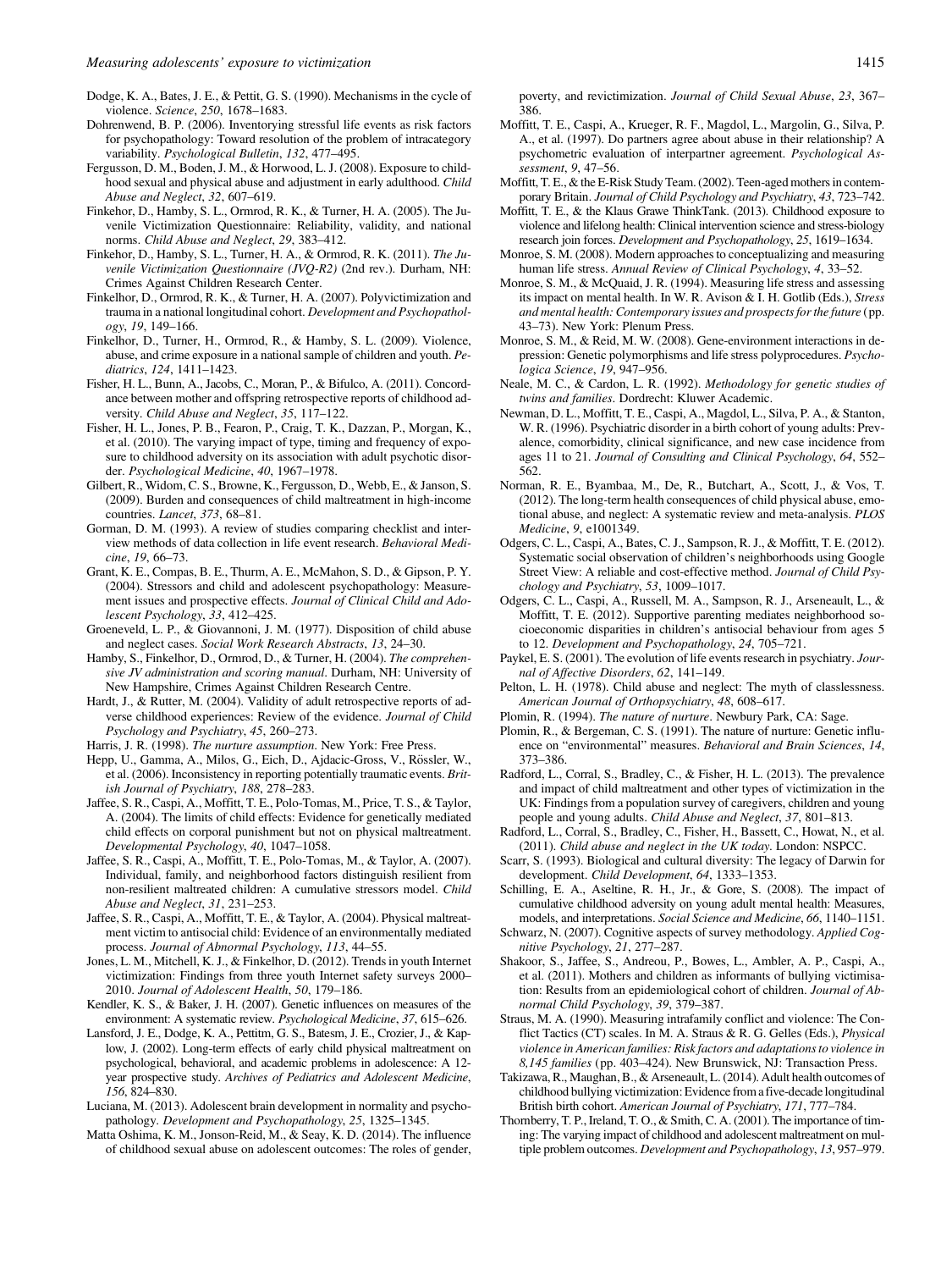Dodge, K. A., Bates, J. E., & Pettit, G. S. (1990). Mechanisms in the cycle of violence. *Science*, *250*, 1678–1683.

Dohrenwend, B. P. (2006). Inventorying stressful life events as risk factors for psychopathology: Toward resolution of the problem of intracategory variability. *Psychological Bulletin*, *132*, 477–495.

Fergusson, D. M., Boden, J. M., & Horwood, L. J. (2008). Exposure to childhood sexual and physical abuse and adjustment in early adulthood. *Child Abuse and Neglect*, *32*, 607–619.

Finkehor, D., Hamby, S. L., Ormrod, R. K., & Turner, H. A. (2005). The Juvenile Victimization Questionnaire: Reliability, validity, and national norms. *Child Abuse and Neglect*, *29*, 383–412.

Finkehor, D., Hamby, S. L., Turner, H. A., & Ormrod, R. K. (2011). *The Juvenile Victimization Questionnaire (JVQ-R2)* (2nd rev.). Durham, NH: Crimes Against Children Research Center.

Finkelhor, D., Ormrod, R. K., & Turner, H. A. (2007). Polyvictimization and trauma in a national longitudinal cohort. *Development and Psychopathology*, *19*, 149–166.

Finkelhor, D., Turner, H., Ormrod, R., & Hamby, S. L. (2009). Violence, abuse, and crime exposure in a national sample of children and youth. *Pediatrics*, *124*, 1411–1423.

Fisher, H. L., Bunn, A., Jacobs, C., Moran, P., & Bifulco, A. (2011). Concordance between mother and offspring retrospective reports of childhood adversity. *Child Abuse and Neglect*, *35*, 117–122.

Fisher, H. L., Jones, P. B., Fearon, P., Craig, T. K., Dazzan, P., Morgan, K., et al. (2010). The varying impact of type, timing and frequency of exposure to childhood adversity on its association with adult psychotic disorder. *Psychological Medicine*, *40*, 1967–1978.

Gilbert, R., Widom, C. S., Browne, K., Fergusson, D., Webb, E., & Janson, S. (2009). Burden and consequences of child maltreatment in high-income countries. *Lancet*, *373*, 68–81.

Gorman, D. M. (1993). A review of studies comparing checklist and interview methods of data collection in life event research. *Behavioral Medicine*, *19*, 66–73.

Grant, K. E., Compas, B. E., Thurm, A. E., McMahon, S. D., & Gipson, P. Y. (2004). Stressors and child and adolescent psychopathology: Measurement issues and prospective effects. *Journal of Clinical Child and Adolescent Psychology*, *33*, 412–425.

Groeneveld, L. P., & Giovannoni, J. M. (1977). Disposition of child abuse and neglect cases. *Social Work Research Abstracts*, *13*, 24–30.

Hamby, S., Finkelhor, D., Ormrod, D., & Turner, H. (2004). *The comprehensive JV administration and scoring manual*. Durham, NH: University of New Hampshire, Crimes Against Children Research Centre.

Hardt, J., & Rutter, M. (2004). Validity of adult retrospective reports of adverse childhood experiences: Review of the evidence. *Journal of Child Psychology and Psychiatry*, *45*, 260–273.

Harris, J. R. (1998). *The nurture assumption*. New York: Free Press.

Hepp, U., Gamma, A., Milos, G., Eich, D., Ajdacic-Gross, V., Rössler, W., et al. (2006). Inconsistency in reporting potentially traumatic events. *British Journal of Psychiatry*, *188*, 278–283.

Jaffee, S. R., Caspi, A., Moffitt, T. E., Polo-Tomas, M., Price, T. S., & Taylor, A. (2004). The limits of child effects: Evidence for genetically mediated child effects on corporal punishment but not on physical maltreatment. *Developmental Psychology*, *40*, 1047–1058.

Jaffee, S. R., Caspi, A., Moffitt, T. E., Polo-Tomas, M., & Taylor, A. (2007). Individual, family, and neighborhood factors distinguish resilient from non-resilient maltreated children: A cumulative stressors model. *Child Abuse and Neglect*, *31*, 231–253.

Jaffee, S. R., Caspi, A., Moffitt, T. E., & Taylor, A. (2004). Physical maltreatment victim to antisocial child: Evidence of an environmentally mediated process. *Journal of Abnormal Psychology*, *113*, 44–55.

Jones, L. M., Mitchell, K. J., & Finkelhor, D. (2012). Trends in youth Internet victimization: Findings from three youth Internet safety surveys 2000–2010. *Journal of Adolescent Health*, *50*, 179–186.

Kendler, K. S., & Baker, J. H. (2007). Genetic influences on measures of the environment: A systematic review. *Psychological Medicine*, *37*, 615–626.

Lansford, J. E., Dodge, K. A., Pettitm, G. S., Batesm, J. E., Crozier, J., & Kaplow, J. (2002). Long-term effects of early child physical maltreatment on psychological, behavioral, and academic problems in adolescence: A 12-year prospective study. *Archives of Pediatrics and Adolescent Medicine*, *156*, 824–830.

Luciana, M. (2013). Adolescent brain development in normality and psychopathology. *Development and Psychopathology*, *25*, 1325–1345.

Matta Oshima, K. M., Jonson-Reid, M., & Seay, K. D. (2014). The influence of childhood sexual abuse on adolescent outcomes: The roles of gender, poverty, and revictimization. *Journal of Child Sexual Abuse*, *23*, 367–386.

Moffitt, T. E., Caspi, A., Krueger, R. F., Magdol, L., Margolin, G., Silva, P. A., et al. (1997). Do partners agree about abuse in their relationship? A psychometric evaluation of interpartner agreement. *Psychological Assessment*, *9*, 47–56.

Moffitt, T. E., & the E-Risk Study Team. (2002). Teen-aged mothers in contemporary Britain. *Journal of Child Psychology and Psychiatry*, *43*, 723–742.

Moffitt, T. E., & the Klaus Grawe ThinkTank. (2013). Childhood exposure to violence and lifelong health: Clinical intervention science and stress-biology research join forces. *Development and Psychopathology*, *25*, 1619–1634.

Monroe, S. M. (2008). Modern approaches to conceptualizing and measuring human life stress. *Annual Review of Clinical Psychology*, *4*, 33–52.

Monroe, S. M., & McQuaid, J. R. (1994). Measuring life stress and assessing its impact on mental health. In W. R. Avison & I. H. Gotlib (Eds.), *Stress and mental health: Contemporary issues and prospects for the future* (pp. 43–73). New York: Plenum Press.

Monroe, S. M., & Reid, M. W. (2008). Gene-environment interactions in depression: Genetic polymorphisms and life stress polyprocedures. *Psychologica Science*, *19*, 947–956.

Neale, M. C., & Cardon, L. R. (1992). *Methodology for genetic studies of twins and families*. Dordrecht: Kluwer Academic.

Newman, D. L., Moffitt, T. E., Caspi, A., Magdol, L., Silva, P. A., & Stanton, W. R. (1996). Psychiatric disorder in a birth cohort of young adults: Prevalence, comorbidity, clinical significance, and new case incidence from ages 11 to 21. *Journal of Consulting and Clinical Psychology*, *64*, 552–562.

Norman, R. E., Byambaa, M., De, R., Butchart, A., Scott, J., & Vos, T. (2012). The long-term health consequences of child physical abuse, emotional abuse, and neglect: A systematic review and meta-analysis. *PLOS Medicine*, *9*, e1001349.

Odgers, C. L., Caspi, A., Bates, C. J., Sampson, R. J., & Moffitt, T. E. (2012). Systematic social observation of children's neighborhoods using Google Street View: A reliable and cost-effective method. *Journal of Child Psychology and Psychiatry*, *53*, 1009–1017.

Odgers, C. L., Caspi, A., Russell, M. A., Sampson, R. J., Arseneault, L., & Moffitt, T. E. (2012). Supportive parenting mediates neighborhood socioeconomic disparities in children's antisocial behaviour from ages 5 to 12. *Development and Psychopathology*, *24*, 705–721.

Paykel, E. S. (2001). The evolution of life events research in psychiatry. *Journal of Affective Disorders*, *62*, 141–149.

Pelton, L. H. (1978). Child abuse and neglect: The myth of classlessness. *American Journal of Orthopsychiatry*, *48*, 608–617.

Plomin, R. (1994). *The nature of nurture*. Newbury Park, CA: Sage.

Plomin, R., & Bergeman, C. S. (1991). The nature of nurture: Genetic influence on "environmental" measures. *Behavioral and Brain Sciences*, *14*, 373–386.

Radford, L., Corral, S., Bradley, C., & Fisher, H. L. (2013). The prevalence and impact of child maltreatment and other types of victimization in the UK: Findings from a population survey of caregivers, children and young people and young adults. *Child Abuse and Neglect*, *37*, 801–813.

Radford, L., Corral, S., Bradley, C., Fisher, H., Bassett, C., Howat, N., et al. (2011). *Child abuse and neglect in the UK today*. London: NSPCC.

Scarr, S. (1993). Biological and cultural diversity: The legacy of Darwin for development. *Child Development*, *64*, 1333–1353.

Schilling, E. A., Aseltine, R. H., Jr., & Gore, S. (2008). The impact of cumulative childhood adversity on young adult mental health: Measures, models, and interpretations. *Social Science and Medicine*, *66*, 1140–1151.

Schwarz, N. (2007). Cognitive aspects of survey methodology. *Applied Cognitive Psychology*, *21*, 277–287.

Shakoor, S., Jaffee, S., Andreou, P., Bowes, L., Ambler, A. P., Caspi, A., et al. (2011). Mothers and children as informants of bullying victimisation: Results from an epidemiological cohort of children. *Journal of Abnormal Child Psychology*, *39*, 379–387.

Straus, M. A. (1990). Measuring intrafamily conflict and violence: The Conflict Tactics (CT) scales. In M. A. Straus & R. G. Gelles (Eds.), *Physical violence in American families: Risk factors and adaptations to violence in 8,145 families* (pp. 403–424). New Brunswick, NJ: Transaction Press.

Takizawa, R., Maughan, B., & Arseneault, L. (2014). Adult health outcomes of childhood bullying victimization: Evidence from a five-decade longitudinal British birth cohort. *American Journal of Psychiatry*, *171*, 777–784.

Thornberry, T. P., Ireland, T. O., & Smith, C. A. (2001). The importance of timing: The varying impact of childhood and adolescent maltreatment on multiple problem outcomes. *Development and Psychopathology*, *13*, 957–979.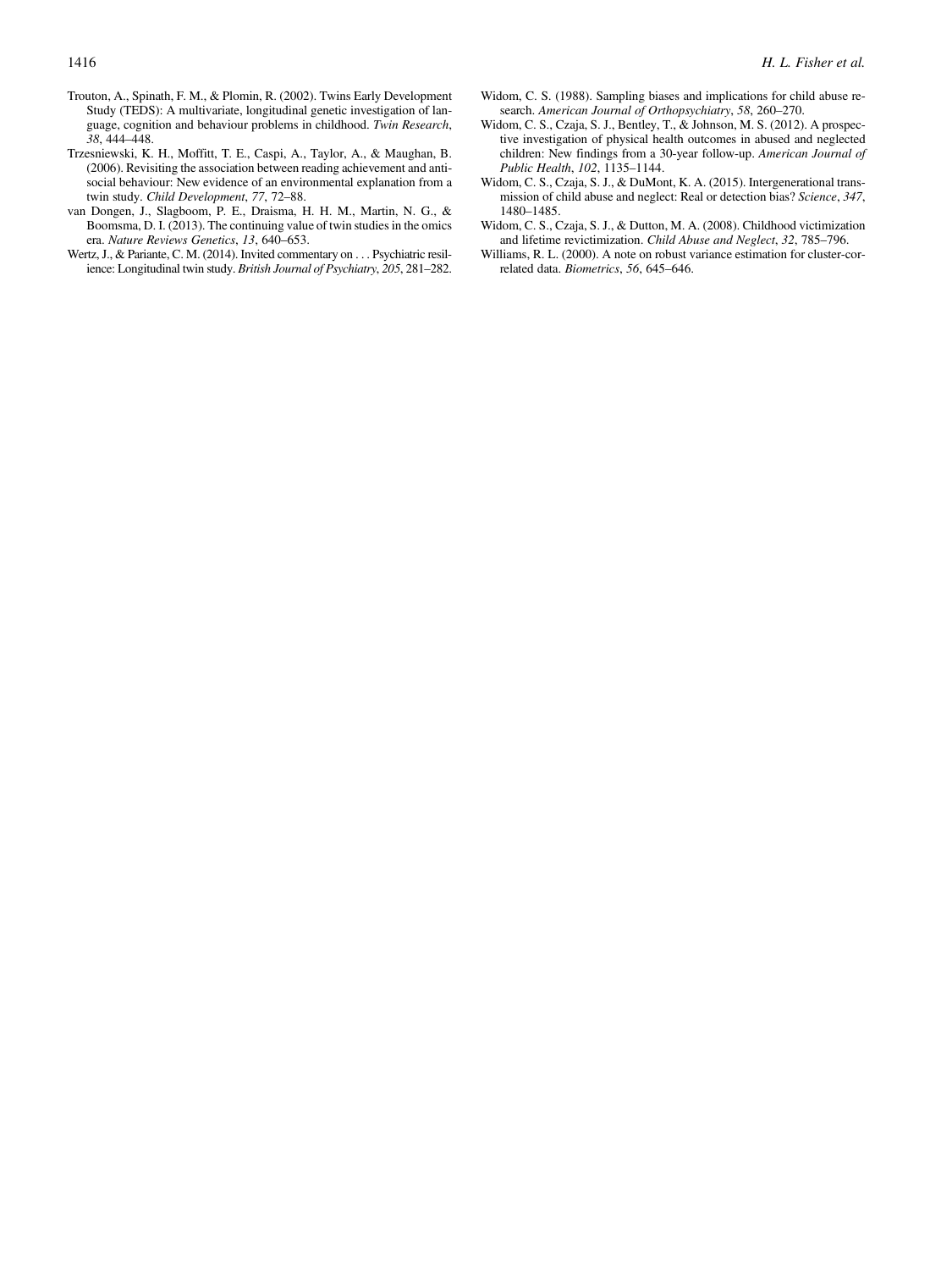Trouton, A., Spinath, F. M., & Plomin, R. (2002). Twins Early Development Study (TEDS): A multivariate, longitudinal genetic investigation of language, cognition and behaviour problems in childhood. *Twin Research*, *38*, 444–448.

Trzesniewski, K. H., Moffitt, T. E., Caspi, A., Taylor, A., & Maughan, B. (2006). Revisiting the association between reading achievement and antisocial behaviour: New evidence of an environmental explanation from a twin study. *Child Development*, *77*, 72–88.

van Dongen, J., Slagboom, P. E., Draisma, H. H. M., Martin, N. G., & Boomsma, D. I. (2013). The continuing value of twin studies in the omics era. *Nature Reviews Genetics*, *13*, 640–653.

Wertz, J., & Pariante, C. M. (2014). Invited commentary on . . . Psychiatric resilience: Longitudinal twin study. *British Journal of Psychiatry*, *205*, 281–282.

Widom, C. S. (1988). Sampling biases and implications for child abuse research. *American Journal of Orthopsychiatry*, *58*, 260–270.

Widom, C. S., Czaja, S. J., Bentley, T., & Johnson, M. S. (2012). A prospective investigation of physical health outcomes in abused and neglected children: New findings from a 30-year follow-up. *American Journal of Public Health*, *102*, 1135–1144.

Widom, C. S., Czaja, S. J., & DuMont, K. A. (2015). Intergenerational transmission of child abuse and neglect: Real or detection bias? *Science*, *347*, 1480–1485.

Widom, C. S., Czaja, S. J., & Dutton, M. A. (2008). Childhood victimization and lifetime revictimization. *Child Abuse and Neglect*, *32*, 785–796.

Williams, R. L. (2000). A note on robust variance estimation for cluster-correlated data. *Biometrics*, *56*, 645–646.